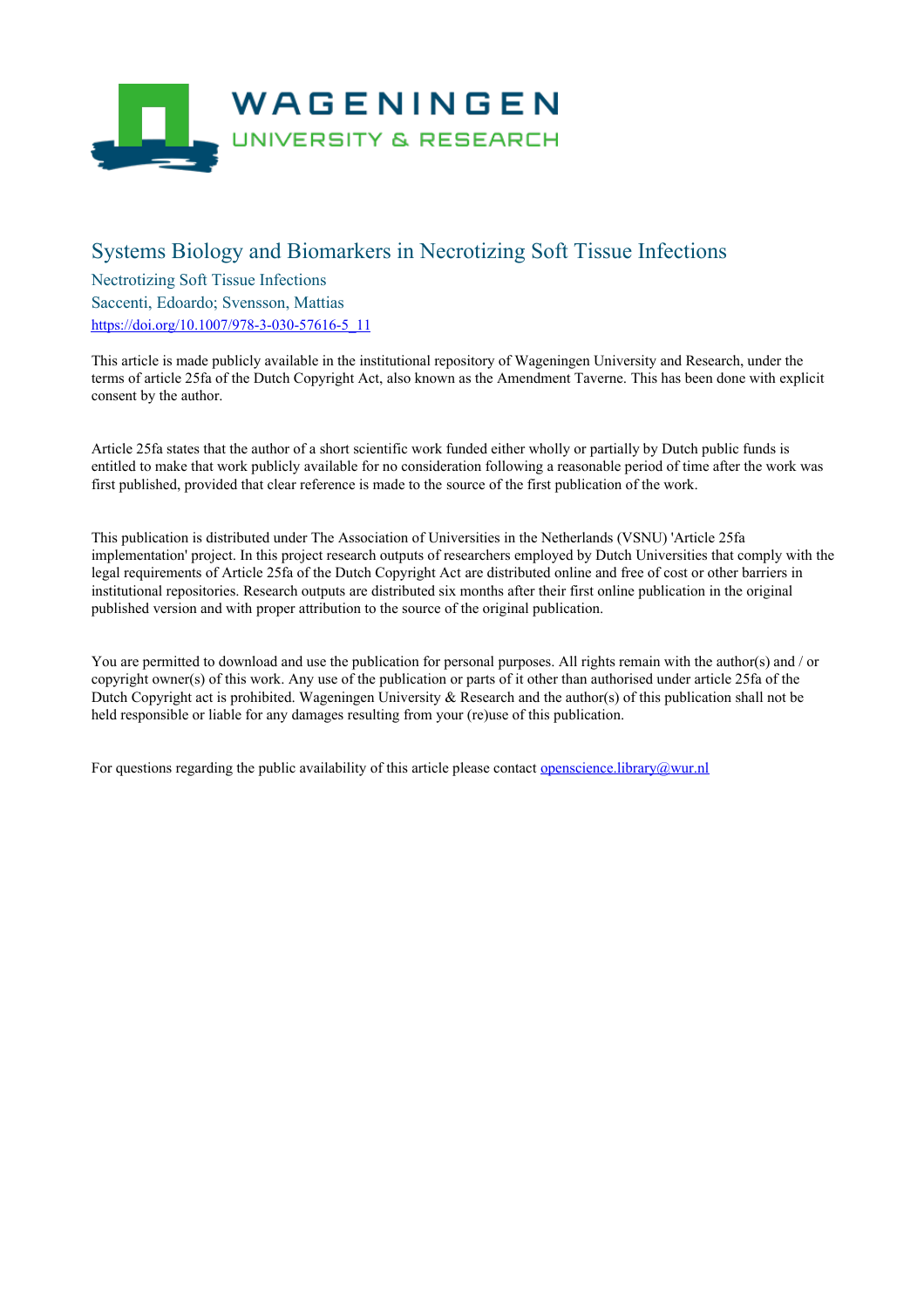# Systems Biology and Biomarkers in Necrotizing Soft Tissue Infections

Nectrotizing Soft Tissue Infections

Saccenti, Edoardo; Svensson, Mattias

https://doi.org/10.1007/978-3-030-57616-5_11

This article is made publicly available in the institutional repository of Wageningen University and Research, under the terms of article 25fa of the Dutch Copyright Act, also known as the Amendment Taverne. This has been done with explicit consent by the author.

Article 25fa states that the author of a short scientific work funded either wholly or partially by Dutch public funds is entitled to make that work publicly available for no consideration following a reasonable period of time after the work was first published, provided that clear reference is made to the source of the first publication of the work.

This publication is distributed under The Association of Universities in the Netherlands (VSNU) 'Article 25fa implementation' project. In this project research outputs of researchers employed by Dutch Universities that comply with the legal requirements of Article 25fa of the Dutch Copyright Act are distributed online and free of cost or other barriers in institutional repositories. Research outputs are distributed six months after their first online publication in the original published version and with proper attribution to the source of the original publication.

You are permitted to download and use the publication for personal purposes. All rights remain with the author(s) and / or copyright owner(s) of this work. Any use of the publication or parts of it other than authorised under article 25fa of the Dutch Copyright act is prohibited. Wageningen University & Research and the author(s) of this publication shall not be held responsible or liable for any damages resulting from your (re)use of this publication.

For questions regarding the public availability of this article please contact openscience.library@wur.nl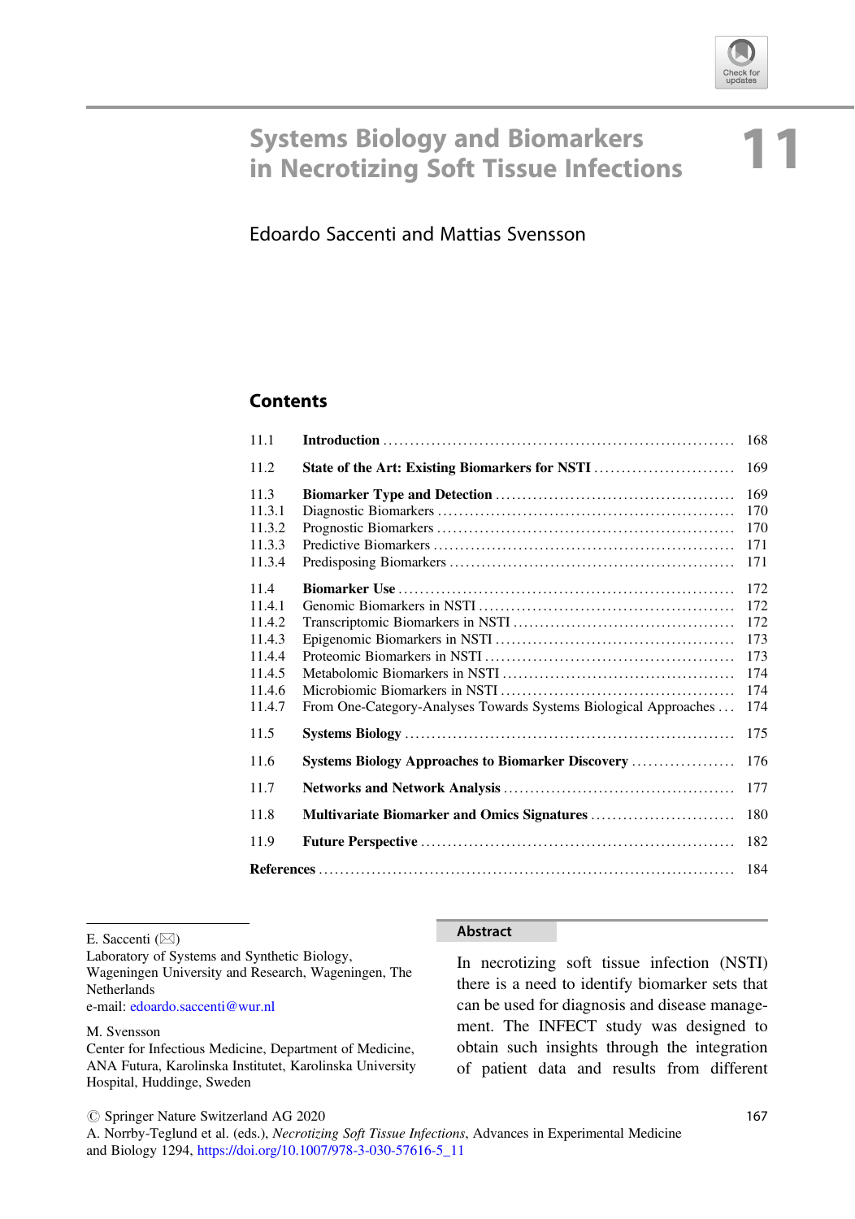# 11 Systems Biology and Biomarkers in Necrotizing Soft Tissue Infections

Edoardo Saccenti and Mattias Svensson

## Contents

| | | |
|---|---|---|
| 11.1 | **Introduction** | 168 |
| 11.2 | **State of the Art: Existing Biomarkers for NSTI** | 169 |
| 11.3 | **Biomarker Type and Detection** | 169 |
| 11.3.1 | Diagnostic Biomarkers | 170 |
| 11.3.2 | Prognostic Biomarkers | 170 |
| 11.3.3 | Predictive Biomarkers | 171 |
| 11.3.4 | Predisposing Biomarkers | 171 |
| 11.4 | **Biomarker Use** | 172 |
| 11.4.1 | Genomic Biomarkers in NSTI | 172 |
| 11.4.2 | Transcriptomic Biomarkers in NSTI | 172 |
| 11.4.3 | Epigenomic Biomarkers in NSTI | 173 |
| 11.4.4 | Proteomic Biomarkers in NSTI | 173 |
| 11.4.5 | Metabolomic Biomarkers in NSTI | 174 |
| 11.4.6 | Microbiomic Biomarkers in NSTI | 174 |
| 11.4.7 | From One-Category-Analyses Towards Systems Biological Approaches | 174 |
| 11.5 | **Systems Biology** | 175 |
| 11.6 | **Systems Biology Approaches to Biomarker Discovery** | 176 |
| 11.7 | **Networks and Network Analysis** | 177 |
| 11.8 | **Multivariate Biomarker and Omics Signatures** | 180 |
| 11.9 | **Future Perspective** | 182 |
| **References** | | 184 |

E. Saccenti (✉)
Laboratory of Systems and Synthetic Biology, Wageningen University and Research, Wageningen, The Netherlands
e-mail: edoardo.saccenti@wur.nl

M. Svensson
Center for Infectious Medicine, Department of Medicine, ANA Futura, Karolinska Institutet, Karolinska University Hospital, Huddinge, Sweden

## Abstract

In necrotizing soft tissue infection (NSTI) there is a need to identify biomarker sets that can be used for diagnosis and disease management. The INFECT study was designed to obtain such insights through the integration of patient data and results from different

© Springer Nature Switzerland AG 2020
A. Norrby-Teglund et al. (eds.), *Necrotizing Soft Tissue Infections*, Advances in Experimental Medicine and Biology 1294, https://doi.org/10.1007/978-3-030-57616-5_11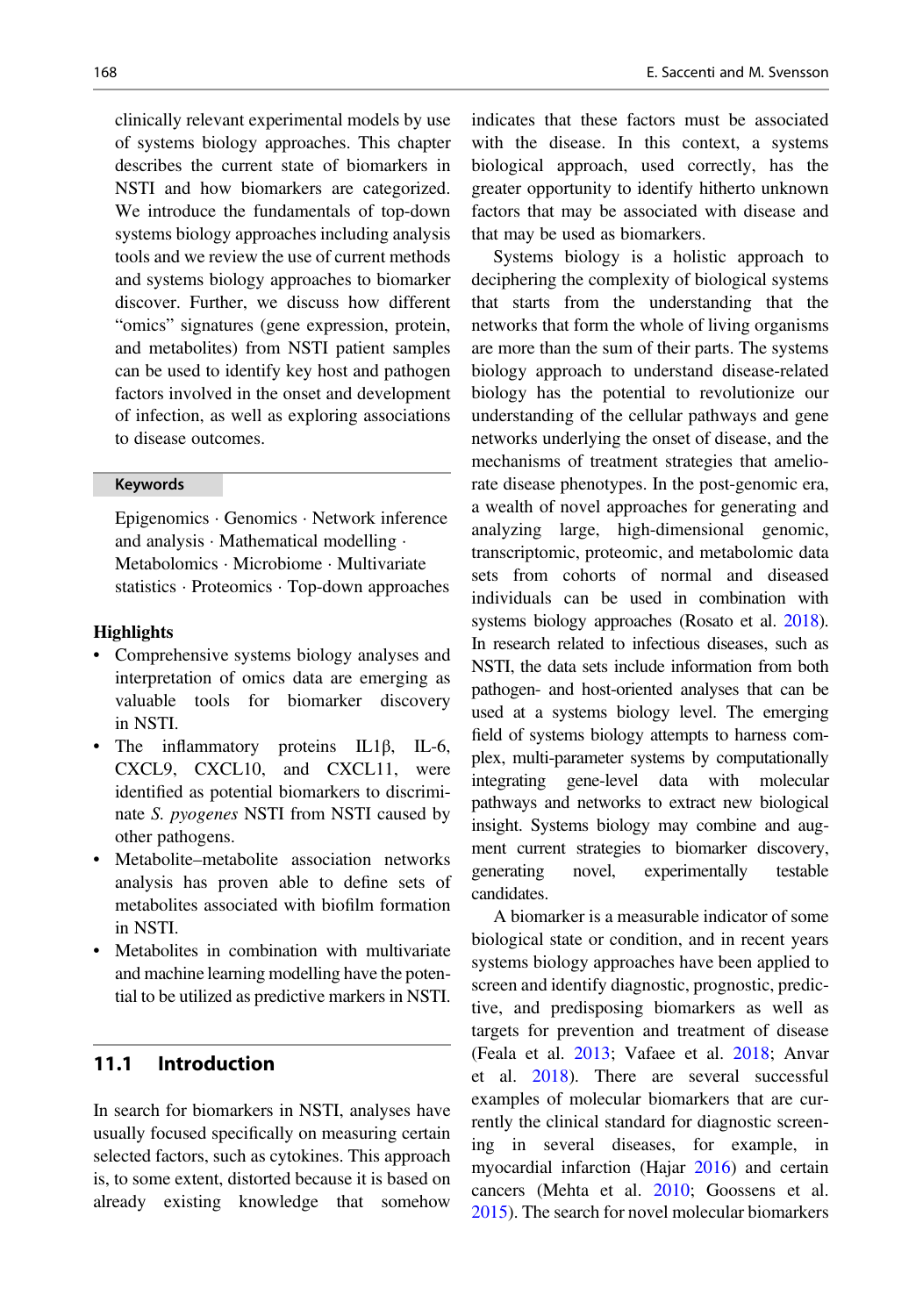clinically relevant experimental models by use of systems biology approaches. This chapter describes the current state of biomarkers in NSTI and how biomarkers are categorized. We introduce the fundamentals of top-down systems biology approaches including analysis tools and we review the use of current methods and systems biology approaches to biomarker discover. Further, we discuss how different "omics" signatures (gene expression, protein, and metabolites) from NSTI patient samples can be used to identify key host and pathogen factors involved in the onset and development of infection, as well as exploring associations to disease outcomes.

**Keywords**

Epigenomics · Genomics · Network inference and analysis · Mathematical modelling · Metabolomics · Microbiome · Multivariate statistics · Proteomics · Top-down approaches

**Highlights**

- Comprehensive systems biology analyses and interpretation of omics data are emerging as valuable tools for biomarker discovery in NSTI.
- The inflammatory proteins IL1β, IL-6, CXCL9, CXCL10, and CXCL11, were identified as potential biomarkers to discriminate *S. pyogenes* NSTI from NSTI caused by other pathogens.
- Metabolite–metabolite association networks analysis has proven able to define sets of metabolites associated with biofilm formation in NSTI.
- Metabolites in combination with multivariate and machine learning modelling have the potential to be utilized as predictive markers in NSTI.

## 11.1 Introduction

In search for biomarkers in NSTI, analyses have usually focused specifically on measuring certain selected factors, such as cytokines. This approach is, to some extent, distorted because it is based on already existing knowledge that somehow indicates that these factors must be associated with the disease. In this context, a systems biological approach, used correctly, has the greater opportunity to identify hitherto unknown factors that may be associated with disease and that may be used as biomarkers.

Systems biology is a holistic approach to deciphering the complexity of biological systems that starts from the understanding that the networks that form the whole of living organisms are more than the sum of their parts. The systems biology approach to understand disease-related biology has the potential to revolutionize our understanding of the cellular pathways and gene networks underlying the onset of disease, and the mechanisms of treatment strategies that ameliorate disease phenotypes. In the post-genomic era, a wealth of novel approaches for generating and analyzing large, high-dimensional genomic, transcriptomic, proteomic, and metabolomic data sets from cohorts of normal and diseased individuals can be used in combination with systems biology approaches (Rosato et al. 2018). In research related to infectious diseases, such as NSTI, the data sets include information from both pathogen- and host-oriented analyses that can be used at a systems biology level. The emerging field of systems biology attempts to harness complex, multi-parameter systems by computationally integrating gene-level data with molecular pathways and networks to extract new biological insight. Systems biology may combine and augment current strategies to biomarker discovery, generating novel, experimentally testable candidates.

A biomarker is a measurable indicator of some biological state or condition, and in recent years systems biology approaches have been applied to screen and identify diagnostic, prognostic, predictive, and predisposing biomarkers as well as targets for prevention and treatment of disease (Feala et al. 2013; Vafaee et al. 2018; Anvar et al. 2018). There are several successful examples of molecular biomarkers that are currently the clinical standard for diagnostic screening in several diseases, for example, in myocardial infarction (Hajar 2016) and certain cancers (Mehta et al. 2010; Goossens et al. 2015). The search for novel molecular biomarkers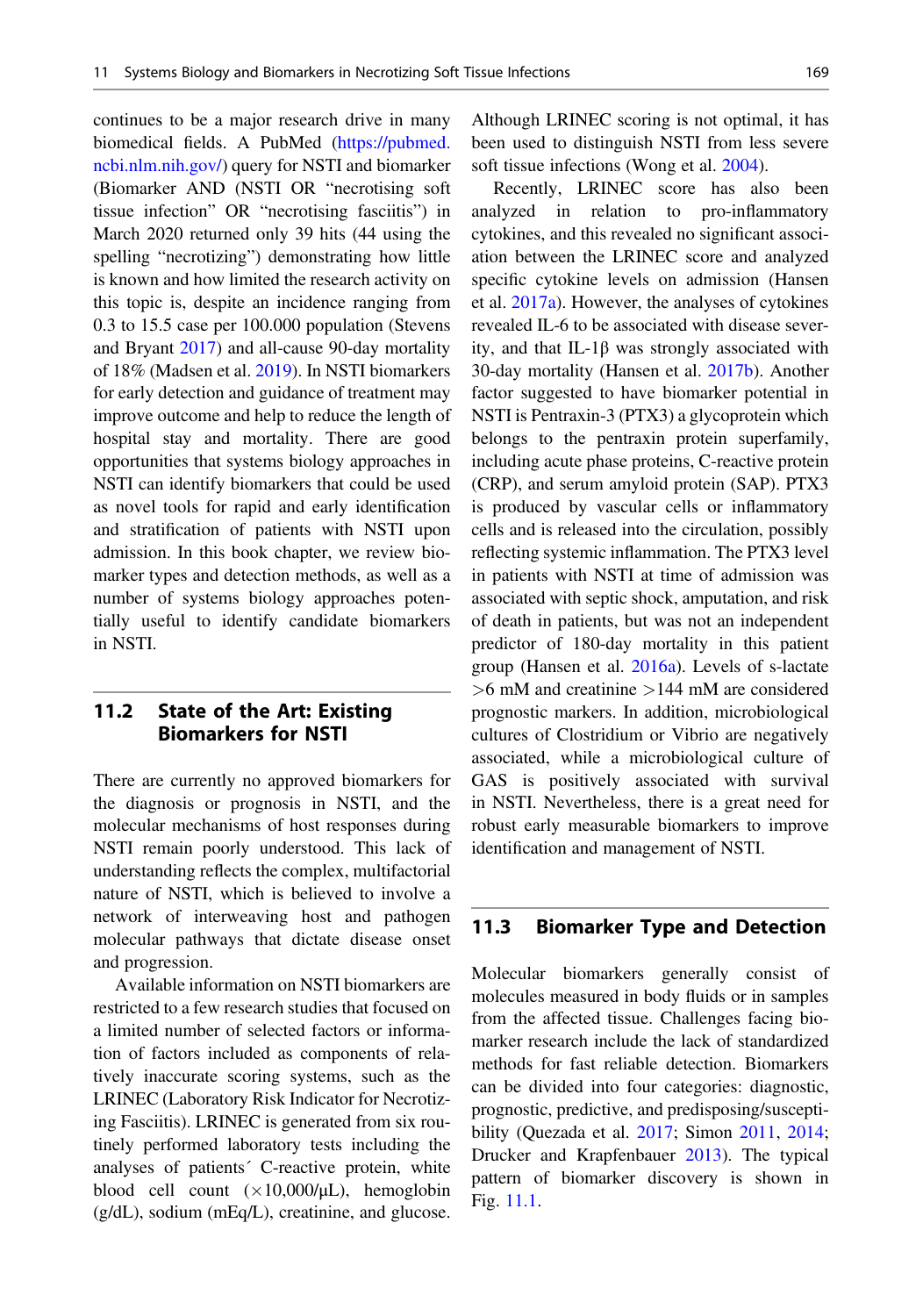continues to be a major research drive in many biomedical fields. A PubMed (https://pubmed.ncbi.nlm.nih.gov/) query for NSTI and biomarker (Biomarker AND (NSTI OR “necrotising soft tissue infection” OR “necrotising fasciitis”) in March 2020 returned only 39 hits (44 using the spelling “necrotizing”) demonstrating how little is known and how limited the research activity on this topic is, despite an incidence ranging from 0.3 to 15.5 case per 100.000 population (Stevens and Bryant 2017) and all-cause 90-day mortality of 18% (Madsen et al. 2019). In NSTI biomarkers for early detection and guidance of treatment may improve outcome and help to reduce the length of hospital stay and mortality. There are good opportunities that systems biology approaches in NSTI can identify biomarkers that could be used as novel tools for rapid and early identification and stratification of patients with NSTI upon admission. In this book chapter, we review biomarker types and detection methods, as well as a number of systems biology approaches potentially useful to identify candidate biomarkers in NSTI.

## 11.2 State of the Art: Existing Biomarkers for NSTI

There are currently no approved biomarkers for the diagnosis or prognosis in NSTI, and the molecular mechanisms of host responses during NSTI remain poorly understood. This lack of understanding reflects the complex, multifactorial nature of NSTI, which is believed to involve a network of interweaving host and pathogen molecular pathways that dictate disease onset and progression.

Available information on NSTI biomarkers are restricted to a few research studies that focused on a limited number of selected factors or information of factors included as components of relatively inaccurate scoring systems, such as the LRINEC (Laboratory Risk Indicator for Necrotizing Fasciitis). LRINEC is generated from six routinely performed laboratory tests including the analyses of patients´ C-reactive protein, white blood cell count ($\times 10{,}000/\mu L$), hemoglobin (g/dL), sodium (mEq/L), creatinine, and glucose. Although LRINEC scoring is not optimal, it has been used to distinguish NSTI from less severe soft tissue infections (Wong et al. 2004).

Recently, LRINEC score has also been analyzed in relation to pro-inflammatory cytokines, and this revealed no significant association between the LRINEC score and analyzed specific cytokine levels on admission (Hansen et al. 2017a). However, the analyses of cytokines revealed IL-6 to be associated with disease severity, and that IL-1β was strongly associated with 30-day mortality (Hansen et al. 2017b). Another factor suggested to have biomarker potential in NSTI is Pentraxin-3 (PTX3) a glycoprotein which belongs to the pentraxin protein superfamily, including acute phase proteins, C-reactive protein (CRP), and serum amyloid protein (SAP). PTX3 is produced by vascular cells or inflammatory cells and is released into the circulation, possibly reflecting systemic inflammation. The PTX3 level in patients with NSTI at time of admission was associated with septic shock, amputation, and risk of death in patients, but was not an independent predictor of 180-day mortality in this patient group (Hansen et al. 2016a). Levels of s-lactate >6 mM and creatinine >144 mM are considered prognostic markers. In addition, microbiological cultures of Clostridium or Vibrio are negatively associated, while a microbiological culture of GAS is positively associated with survival in NSTI. Nevertheless, there is a great need for robust early measurable biomarkers to improve identification and management of NSTI.

## 11.3 Biomarker Type and Detection

Molecular biomarkers generally consist of molecules measured in body fluids or in samples from the affected tissue. Challenges facing biomarker research include the lack of standardized methods for fast reliable detection. Biomarkers can be divided into four categories: diagnostic, prognostic, predictive, and predisposing/susceptibility (Quezada et al. 2017; Simon 2011, 2014; Drucker and Krapfenbauer 2013). The typical pattern of biomarker discovery is shown in Fig. 11.1.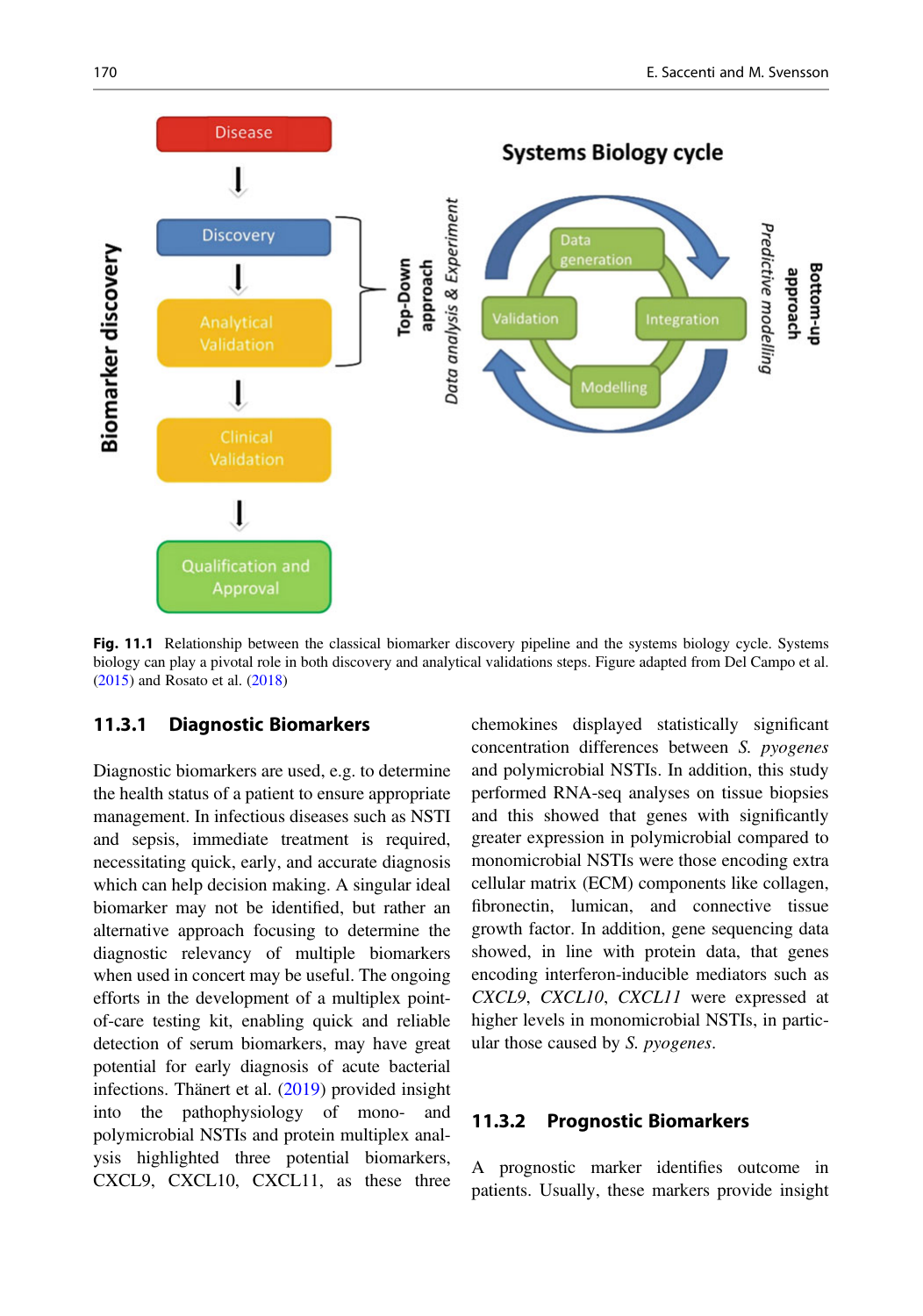Biomarker discovery

Disease

Discovery

Analytical Validation

Clinical Validation

Qualification and Approval

Top-Down approach

Data analysis & Experiment

Systems Biology cycle

Data generation

Validation

Integration

Modelling

Bottom-up approach

Predictive modelling

**Fig. 11.1** Relationship between the classical biomarker discovery pipeline and the systems biology cycle. Systems biology can play a pivotal role in both discovery and analytical validations steps. Figure adapted from Del Campo et al. (2015) and Rosato et al. (2018)

### 11.3.1 Diagnostic Biomarkers

Diagnostic biomarkers are used, e.g. to determine the health status of a patient to ensure appropriate management. In infectious diseases such as NSTI and sepsis, immediate treatment is required, necessitating quick, early, and accurate diagnosis which can help decision making. A singular ideal biomarker may not be identified, but rather an alternative approach focusing to determine the diagnostic relevancy of multiple biomarkers when used in concert may be useful. The ongoing efforts in the development of a multiplex point-of-care testing kit, enabling quick and reliable detection of serum biomarkers, may have great potential for early diagnosis of acute bacterial infections. Thänert et al. (2019) provided insight into the pathophysiology of mono- and polymicrobial NSTIs and protein multiplex analysis highlighted three potential biomarkers, CXCL9, CXCL10, CXCL11, as these three chemokines displayed statistically significant concentration differences between *S. pyogenes* and polymicrobial NSTIs. In addition, this study performed RNA-seq analyses on tissue biopsies and this showed that genes with significantly greater expression in polymicrobial compared to monomicrobial NSTIs were those encoding extra cellular matrix (ECM) components like collagen, fibronectin, lumican, and connective tissue growth factor. In addition, gene sequencing data showed, in line with protein data, that genes encoding interferon-inducible mediators such as *CXCL9*, *CXCL10*, *CXCL11* were expressed at higher levels in monomicrobial NSTIs, in particular those caused by *S. pyogenes*.

### 11.3.2 Prognostic Biomarkers

A prognostic marker identifies outcome in patients. Usually, these markers provide insight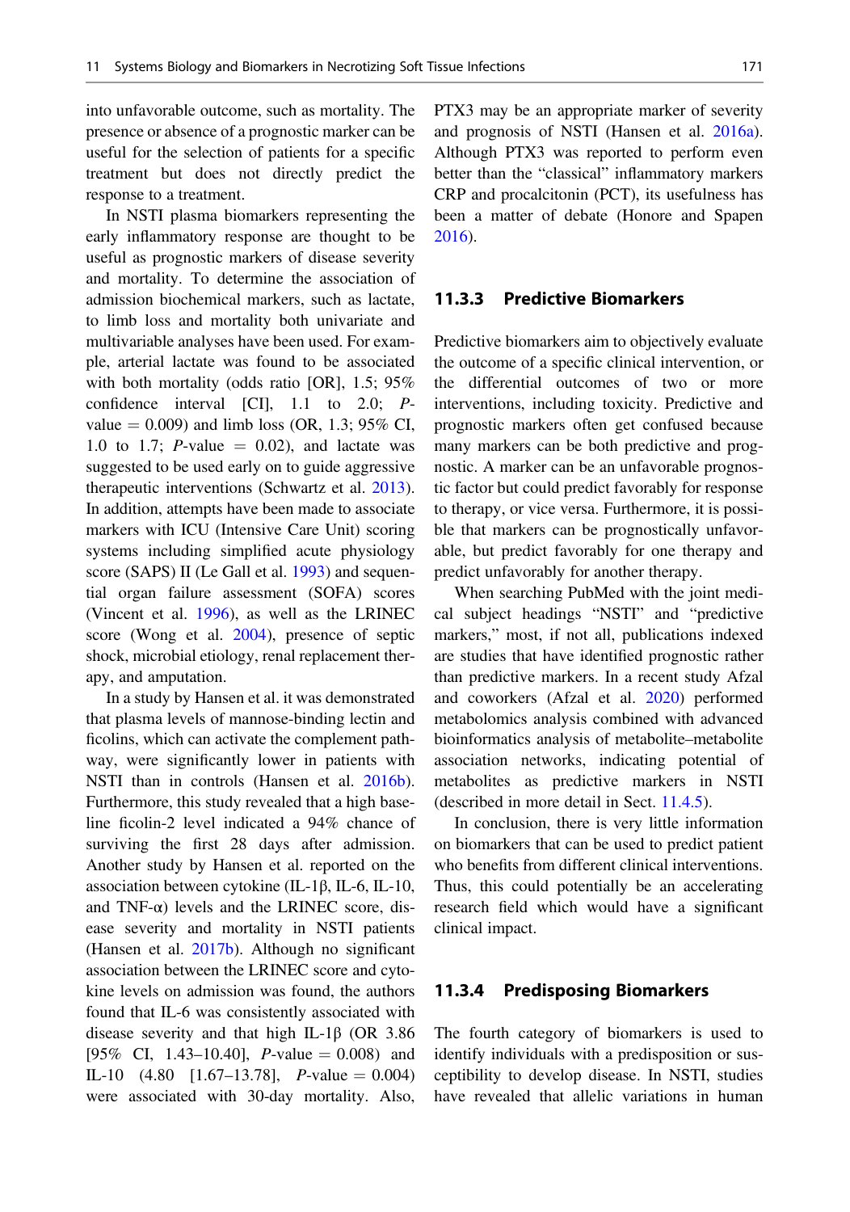into unfavorable outcome, such as mortality. The presence or absence of a prognostic marker can be useful for the selection of patients for a specific treatment but does not directly predict the response to a treatment.

In NSTI plasma biomarkers representing the early inflammatory response are thought to be useful as prognostic markers of disease severity and mortality. To determine the association of admission biochemical markers, such as lactate, to limb loss and mortality both univariate and multivariable analyses have been used. For example, arterial lactate was found to be associated with both mortality (odds ratio [OR], 1.5; 95% confidence interval [CI], 1.1 to 2.0; *P*-value = 0.009) and limb loss (OR, 1.3; 95% CI, 1.0 to 1.7; *P*-value = 0.02), and lactate was suggested to be used early on to guide aggressive therapeutic interventions (Schwartz et al. 2013). In addition, attempts have been made to associate markers with ICU (Intensive Care Unit) scoring systems including simplified acute physiology score (SAPS) II (Le Gall et al. 1993) and sequential organ failure assessment (SOFA) scores (Vincent et al. 1996), as well as the LRINEC score (Wong et al. 2004), presence of septic shock, microbial etiology, renal replacement therapy, and amputation.

In a study by Hansen et al. it was demonstrated that plasma levels of mannose-binding lectin and ficolins, which can activate the complement pathway, were significantly lower in patients with NSTI than in controls (Hansen et al. 2016b). Furthermore, this study revealed that a high baseline ficolin-2 level indicated a 94% chance of surviving the first 28 days after admission. Another study by Hansen et al. reported on the association between cytokine (IL-1β, IL-6, IL-10, and TNF-α) levels and the LRINEC score, disease severity and mortality in NSTI patients (Hansen et al. 2017b). Although no significant association between the LRINEC score and cytokine levels on admission was found, the authors found that IL-6 was consistently associated with disease severity and that high IL-1β (OR 3.86 [95% CI, 1.43–10.40], *P*-value = 0.008) and IL-10 (4.80 [1.67–13.78], *P*-value = 0.004) were associated with 30-day mortality. Also, PTX3 may be an appropriate marker of severity and prognosis of NSTI (Hansen et al. 2016a). Although PTX3 was reported to perform even better than the "classical" inflammatory markers CRP and procalcitonin (PCT), its usefulness has been a matter of debate (Honore and Spapen 2016).

### 11.3.3 Predictive Biomarkers

Predictive biomarkers aim to objectively evaluate the outcome of a specific clinical intervention, or the differential outcomes of two or more interventions, including toxicity. Predictive and prognostic markers often get confused because many markers can be both predictive and prognostic. A marker can be an unfavorable prognostic factor but could predict favorably for response to therapy, or vice versa. Furthermore, it is possible that markers can be prognostically unfavorable, but predict favorably for one therapy and predict unfavorably for another therapy.

When searching PubMed with the joint medical subject headings "NSTI" and "predictive markers," most, if not all, publications indexed are studies that have identified prognostic rather than predictive markers. In a recent study Afzal and coworkers (Afzal et al. 2020) performed metabolomics analysis combined with advanced bioinformatics analysis of metabolite–metabolite association networks, indicating potential of metabolites as predictive markers in NSTI (described in more detail in Sect. 11.4.5).

In conclusion, there is very little information on biomarkers that can be used to predict patient who benefits from different clinical interventions. Thus, this could potentially be an accelerating research field which would have a significant clinical impact.

### 11.3.4 Predisposing Biomarkers

The fourth category of biomarkers is used to identify individuals with a predisposition or susceptibility to develop disease. In NSTI, studies have revealed that allelic variations in human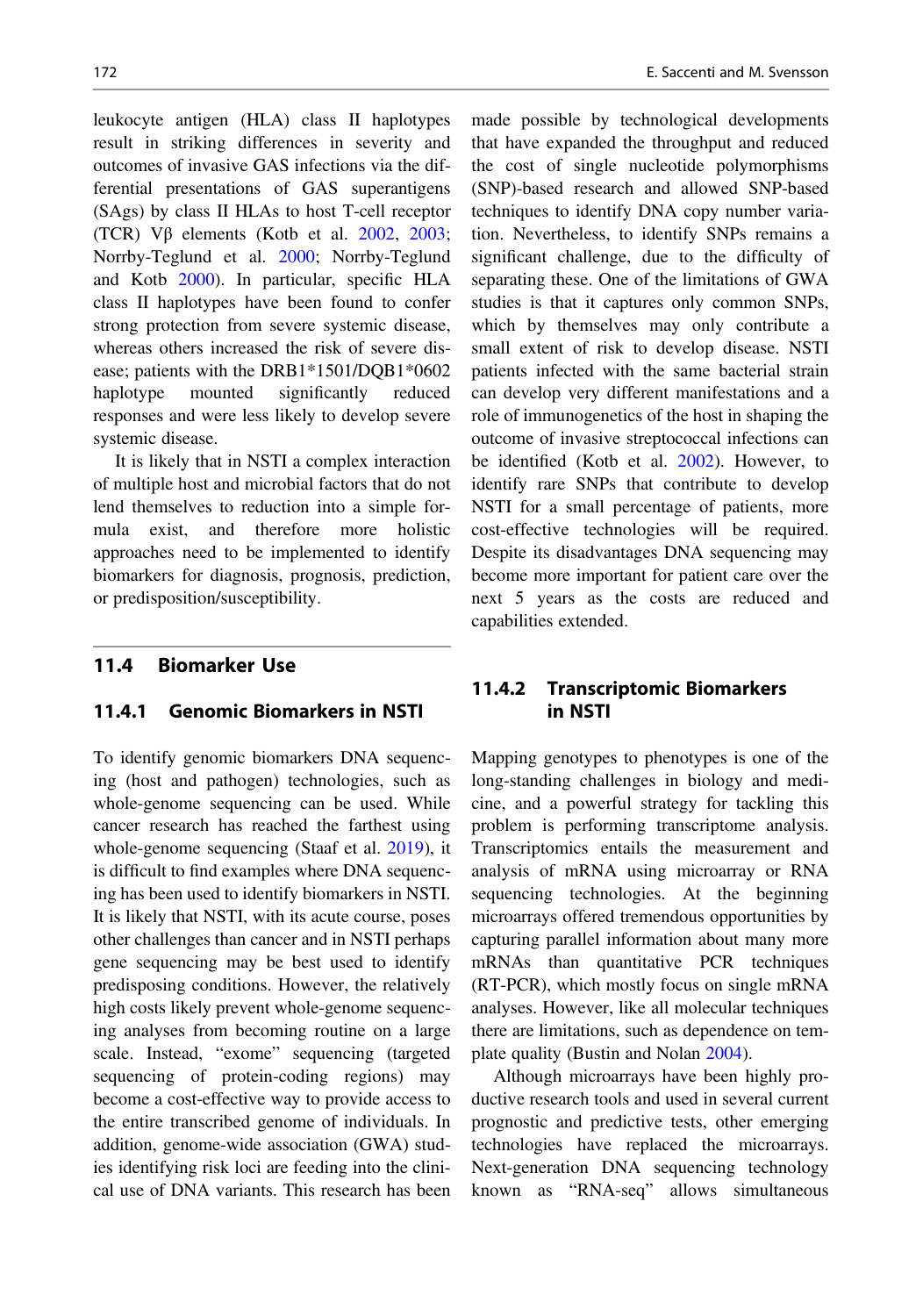leukocyte antigen (HLA) class II haplotypes result in striking differences in severity and outcomes of invasive GAS infections via the differential presentations of GAS superantigens (SAgs) by class II HLAs to host T-cell receptor (TCR) Vβ elements (Kotb et al. 2002, 2003; Norrby-Teglund et al. 2000; Norrby-Teglund and Kotb 2000). In particular, specific HLA class II haplotypes have been found to confer strong protection from severe systemic disease, whereas others increased the risk of severe disease; patients with the DRB1*1501/DQB1*0602 haplotype mounted significantly reduced responses and were less likely to develop severe systemic disease.

It is likely that in NSTI a complex interaction of multiple host and microbial factors that do not lend themselves to reduction into a simple formula exist, and therefore more holistic approaches need to be implemented to identify biomarkers for diagnosis, prognosis, prediction, or predisposition/susceptibility.

## 11.4 Biomarker Use

### 11.4.1 Genomic Biomarkers in NSTI

To identify genomic biomarkers DNA sequencing (host and pathogen) technologies, such as whole-genome sequencing can be used. While cancer research has reached the farthest using whole-genome sequencing (Staaf et al. 2019), it is difficult to find examples where DNA sequencing has been used to identify biomarkers in NSTI. It is likely that NSTI, with its acute course, poses other challenges than cancer and in NSTI perhaps gene sequencing may be best used to identify predisposing conditions. However, the relatively high costs likely prevent whole-genome sequencing analyses from becoming routine on a large scale. Instead, "exome" sequencing (targeted sequencing of protein-coding regions) may become a cost-effective way to provide access to the entire transcribed genome of individuals. In addition, genome-wide association (GWA) studies identifying risk loci are feeding into the clinical use of DNA variants. This research has been made possible by technological developments that have expanded the throughput and reduced the cost of single nucleotide polymorphisms (SNP)-based research and allowed SNP-based techniques to identify DNA copy number variation. Nevertheless, to identify SNPs remains a significant challenge, due to the difficulty of separating these. One of the limitations of GWA studies is that it captures only common SNPs, which by themselves may only contribute a small extent of risk to develop disease. NSTI patients infected with the same bacterial strain can develop very different manifestations and a role of immunogenetics of the host in shaping the outcome of invasive streptococcal infections can be identified (Kotb et al. 2002). However, to identify rare SNPs that contribute to develop NSTI for a small percentage of patients, more cost-effective technologies will be required. Despite its disadvantages DNA sequencing may become more important for patient care over the next 5 years as the costs are reduced and capabilities extended.

### 11.4.2 Transcriptomic Biomarkers in NSTI

Mapping genotypes to phenotypes is one of the long-standing challenges in biology and medicine, and a powerful strategy for tackling this problem is performing transcriptome analysis. Transcriptomics entails the measurement and analysis of mRNA using microarray or RNA sequencing technologies. At the beginning microarrays offered tremendous opportunities by capturing parallel information about many more mRNAs than quantitative PCR techniques (RT-PCR), which mostly focus on single mRNA analyses. However, like all molecular techniques there are limitations, such as dependence on template quality (Bustin and Nolan 2004).

Although microarrays have been highly productive research tools and used in several current prognostic and predictive tests, other emerging technologies have replaced the microarrays. Next-generation DNA sequencing technology known as "RNA-seq" allows simultaneous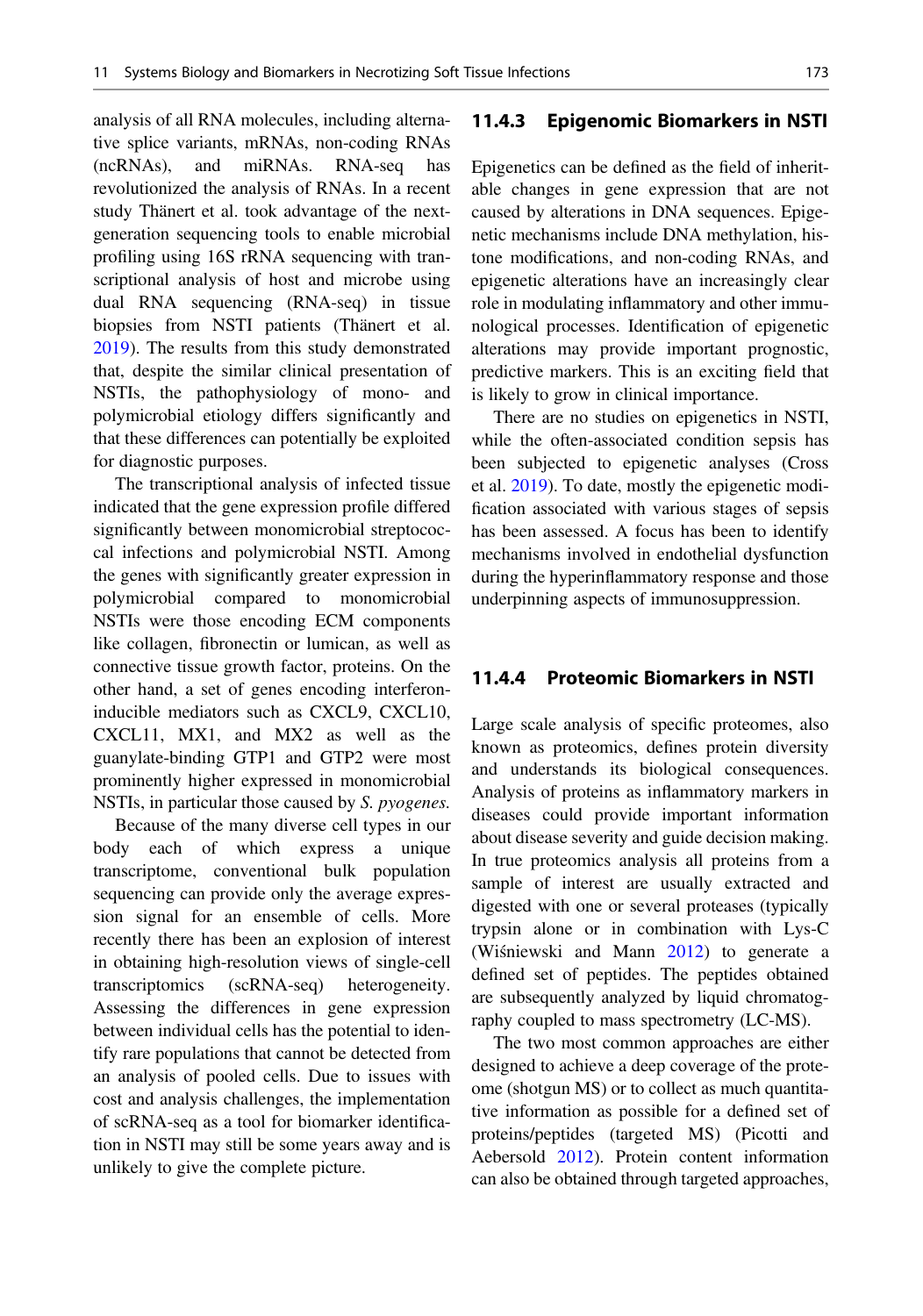analysis of all RNA molecules, including alternative splice variants, mRNAs, non-coding RNAs (ncRNAs), and miRNAs. RNA-seq has revolutionized the analysis of RNAs. In a recent study Thänert et al. took advantage of the next-generation sequencing tools to enable microbial profiling using 16S rRNA sequencing with transcriptional analysis of host and microbe using dual RNA sequencing (RNA-seq) in tissue biopsies from NSTI patients (Thänert et al. 2019). The results from this study demonstrated that, despite the similar clinical presentation of NSTIs, the pathophysiology of mono- and polymicrobial etiology differs significantly and that these differences can potentially be exploited for diagnostic purposes.

The transcriptional analysis of infected tissue indicated that the gene expression profile differed significantly between monomicrobial streptococcal infections and polymicrobial NSTI. Among the genes with significantly greater expression in polymicrobial compared to monomicrobial NSTIs were those encoding ECM components like collagen, fibronectin or lumican, as well as connective tissue growth factor, proteins. On the other hand, a set of genes encoding interferon-inducible mediators such as CXCL9, CXCL10, CXCL11, MX1, and MX2 as well as the guanylate-binding GTP1 and GTP2 were most prominently higher expressed in monomicrobial NSTIs, in particular those caused by *S. pyogenes.*

Because of the many diverse cell types in our body each of which express a unique transcriptome, conventional bulk population sequencing can provide only the average expression signal for an ensemble of cells. More recently there has been an explosion of interest in obtaining high-resolution views of single-cell transcriptomics (scRNA-seq) heterogeneity. Assessing the differences in gene expression between individual cells has the potential to identify rare populations that cannot be detected from an analysis of pooled cells. Due to issues with cost and analysis challenges, the implementation of scRNA-seq as a tool for biomarker identification in NSTI may still be some years away and is unlikely to give the complete picture.

### 11.4.3 Epigenomic Biomarkers in NSTI

Epigenetics can be defined as the field of inheritable changes in gene expression that are not caused by alterations in DNA sequences. Epigenetic mechanisms include DNA methylation, histone modifications, and non-coding RNAs, and epigenetic alterations have an increasingly clear role in modulating inflammatory and other immunological processes. Identification of epigenetic alterations may provide important prognostic, predictive markers. This is an exciting field that is likely to grow in clinical importance.

There are no studies on epigenetics in NSTI, while the often-associated condition sepsis has been subjected to epigenetic analyses (Cross et al. 2019). To date, mostly the epigenetic modification associated with various stages of sepsis has been assessed. A focus has been to identify mechanisms involved in endothelial dysfunction during the hyperinflammatory response and those underpinning aspects of immunosuppression.

### 11.4.4 Proteomic Biomarkers in NSTI

Large scale analysis of specific proteomes, also known as proteomics, defines protein diversity and understands its biological consequences. Analysis of proteins as inflammatory markers in diseases could provide important information about disease severity and guide decision making. In true proteomics analysis all proteins from a sample of interest are usually extracted and digested with one or several proteases (typically trypsin alone or in combination with Lys-C (Wiśniewski and Mann 2012) to generate a defined set of peptides. The peptides obtained are subsequently analyzed by liquid chromatography coupled to mass spectrometry (LC-MS).

The two most common approaches are either designed to achieve a deep coverage of the proteome (shotgun MS) or to collect as much quantitative information as possible for a defined set of proteins/peptides (targeted MS) (Picotti and Aebersold 2012). Protein content information can also be obtained through targeted approaches,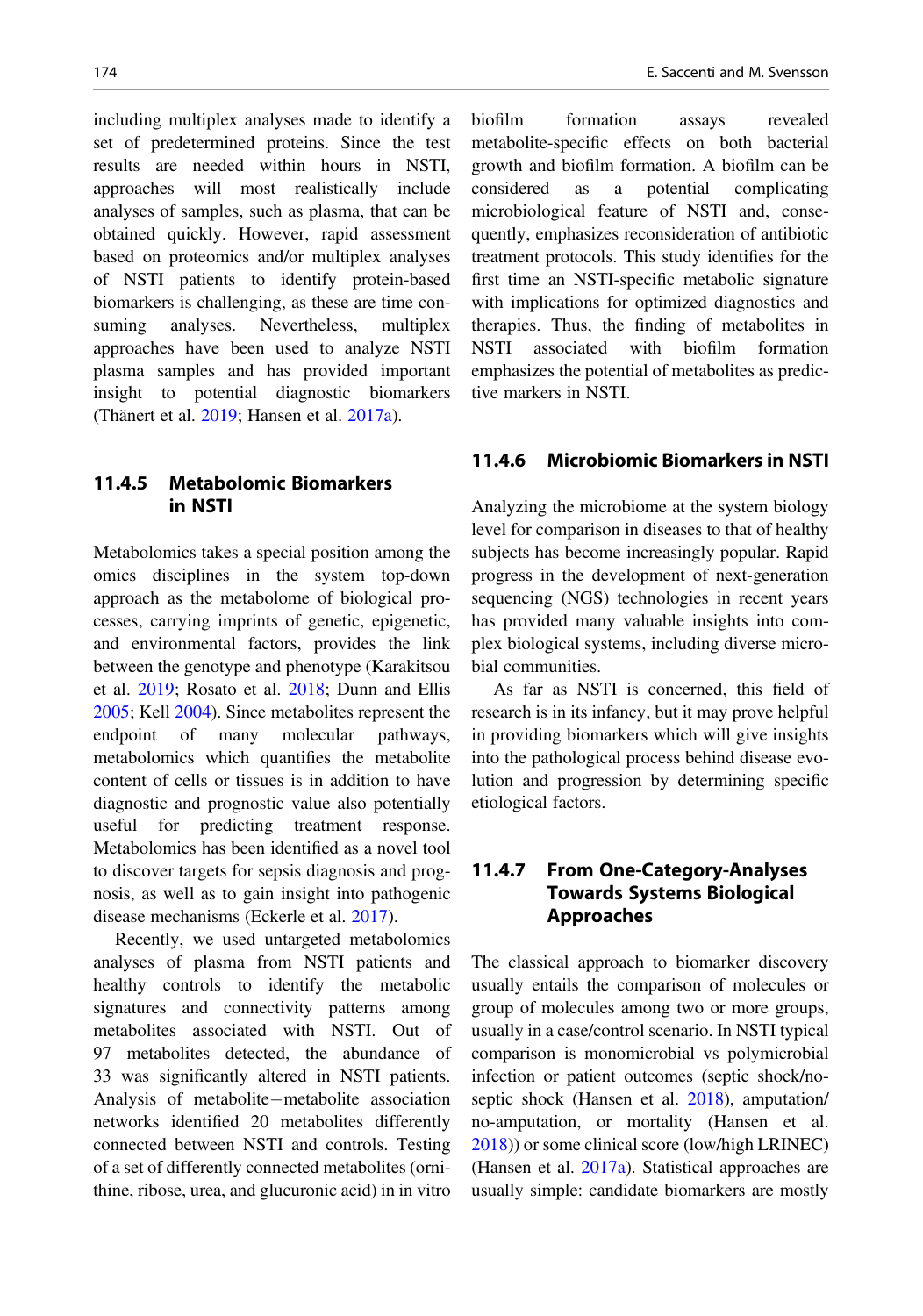including multiplex analyses made to identify a set of predetermined proteins. Since the test results are needed within hours in NSTI, approaches will most realistically include analyses of samples, such as plasma, that can be obtained quickly. However, rapid assessment based on proteomics and/or multiplex analyses of NSTI patients to identify protein-based biomarkers is challenging, as these are time consuming analyses. Nevertheless, multiplex approaches have been used to analyze NSTI plasma samples and has provided important insight to potential diagnostic biomarkers (Thänert et al. 2019; Hansen et al. 2017a).

### 11.4.5 Metabolomic Biomarkers in NSTI

Metabolomics takes a special position among the omics disciplines in the system top-down approach as the metabolome of biological processes, carrying imprints of genetic, epigenetic, and environmental factors, provides the link between the genotype and phenotype (Karakitsou et al. 2019; Rosato et al. 2018; Dunn and Ellis 2005; Kell 2004). Since metabolites represent the endpoint of many molecular pathways, metabolomics which quantifies the metabolite content of cells or tissues is in addition to have diagnostic and prognostic value also potentially useful for predicting treatment response. Metabolomics has been identified as a novel tool to discover targets for sepsis diagnosis and prognosis, as well as to gain insight into pathogenic disease mechanisms (Eckerle et al. 2017).

Recently, we used untargeted metabolomics analyses of plasma from NSTI patients and healthy controls to identify the metabolic signatures and connectivity patterns among metabolites associated with NSTI. Out of 97 metabolites detected, the abundance of 33 was significantly altered in NSTI patients. Analysis of metabolite−metabolite association networks identified 20 metabolites differently connected between NSTI and controls. Testing of a set of differently connected metabolites (ornithine, ribose, urea, and glucuronic acid) in in vitro biofilm formation assays revealed metabolite-specific effects on both bacterial growth and biofilm formation. A biofilm can be considered as a potential complicating microbiological feature of NSTI and, consequently, emphasizes reconsideration of antibiotic treatment protocols. This study identifies for the first time an NSTI-specific metabolic signature with implications for optimized diagnostics and therapies. Thus, the finding of metabolites in NSTI associated with biofilm formation emphasizes the potential of metabolites as predictive markers in NSTI.

### 11.4.6 Microbiomic Biomarkers in NSTI

Analyzing the microbiome at the system biology level for comparison in diseases to that of healthy subjects has become increasingly popular. Rapid progress in the development of next-generation sequencing (NGS) technologies in recent years has provided many valuable insights into complex biological systems, including diverse microbial communities.

As far as NSTI is concerned, this field of research is in its infancy, but it may prove helpful in providing biomarkers which will give insights into the pathological process behind disease evolution and progression by determining specific etiological factors.

### 11.4.7 From One-Category-Analyses Towards Systems Biological Approaches

The classical approach to biomarker discovery usually entails the comparison of molecules or group of molecules among two or more groups, usually in a case/control scenario. In NSTI typical comparison is monomicrobial vs polymicrobial infection or patient outcomes (septic shock/no-septic shock (Hansen et al. 2018), amputation/no-amputation, or mortality (Hansen et al. 2018)) or some clinical score (low/high LRINEC) (Hansen et al. 2017a). Statistical approaches are usually simple: candidate biomarkers are mostly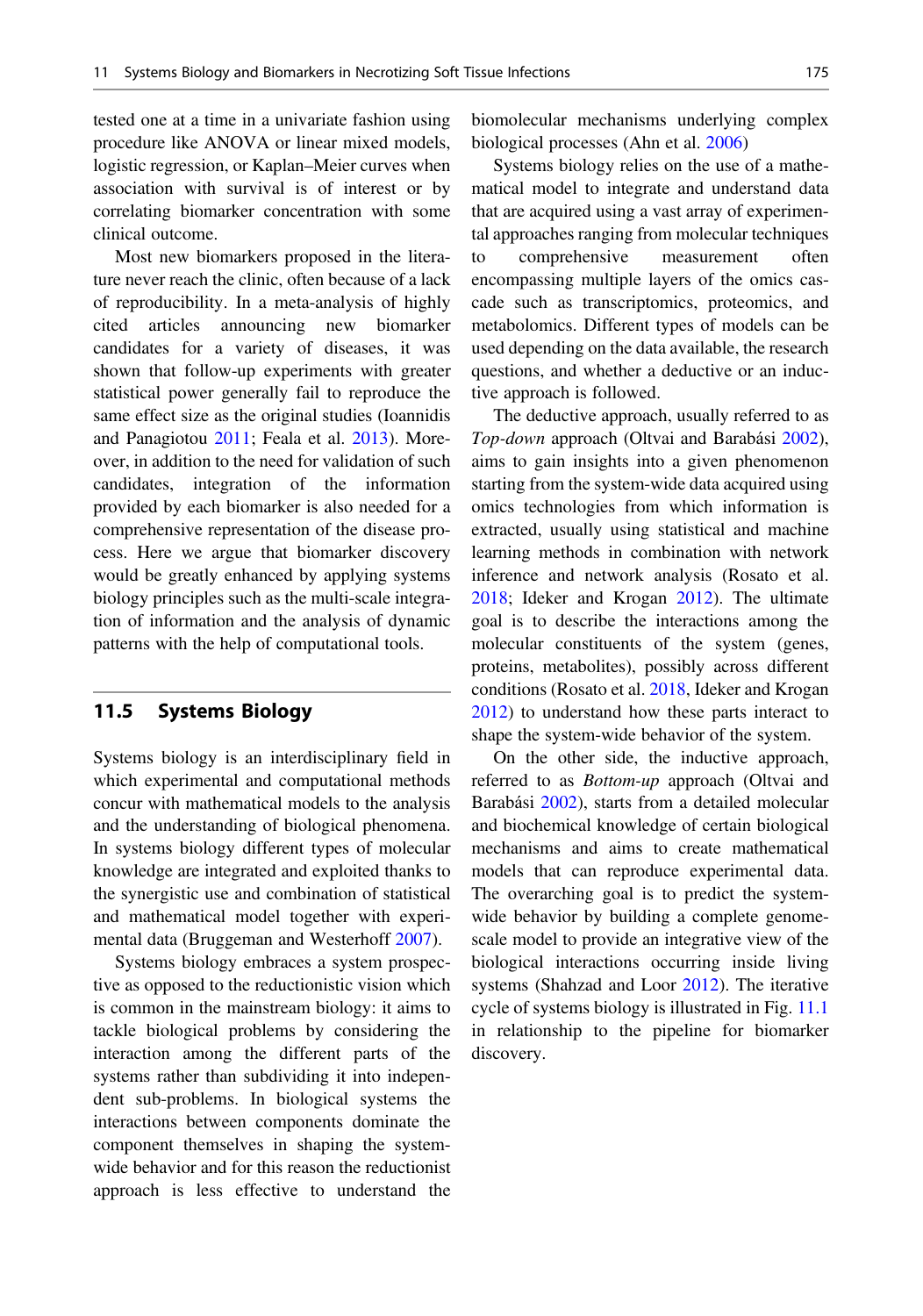tested one at a time in a univariate fashion using procedure like ANOVA or linear mixed models, logistic regression, or Kaplan–Meier curves when association with survival is of interest or by correlating biomarker concentration with some clinical outcome.

Most new biomarkers proposed in the literature never reach the clinic, often because of a lack of reproducibility. In a meta-analysis of highly cited articles announcing new biomarker candidates for a variety of diseases, it was shown that follow-up experiments with greater statistical power generally fail to reproduce the same effect size as the original studies (Ioannidis and Panagiotou 2011; Feala et al. 2013). Moreover, in addition to the need for validation of such candidates, integration of the information provided by each biomarker is also needed for a comprehensive representation of the disease process. Here we argue that biomarker discovery would be greatly enhanced by applying systems biology principles such as the multi-scale integration of information and the analysis of dynamic patterns with the help of computational tools.

## 11.5 Systems Biology

Systems biology is an interdisciplinary field in which experimental and computational methods concur with mathematical models to the analysis and the understanding of biological phenomena. In systems biology different types of molecular knowledge are integrated and exploited thanks to the synergistic use and combination of statistical and mathematical model together with experimental data (Bruggeman and Westerhoff 2007).

Systems biology embraces a system prospective as opposed to the reductionistic vision which is common in the mainstream biology: it aims to tackle biological problems by considering the interaction among the different parts of the systems rather than subdividing it into independent sub-problems. In biological systems the interactions between components dominate the component themselves in shaping the system-wide behavior and for this reason the reductionist approach is less effective to understand the biomolecular mechanisms underlying complex biological processes (Ahn et al. 2006)

Systems biology relies on the use of a mathematical model to integrate and understand data that are acquired using a vast array of experimental approaches ranging from molecular techniques to comprehensive measurement often encompassing multiple layers of the omics cascade such as transcriptomics, proteomics, and metabolomics. Different types of models can be used depending on the data available, the research questions, and whether a deductive or an inductive approach is followed.

The deductive approach, usually referred to as *Top-down* approach (Oltvai and Barabási 2002), aims to gain insights into a given phenomenon starting from the system-wide data acquired using omics technologies from which information is extracted, usually using statistical and machine learning methods in combination with network inference and network analysis (Rosato et al. 2018; Ideker and Krogan 2012). The ultimate goal is to describe the interactions among the molecular constituents of the system (genes, proteins, metabolites), possibly across different conditions (Rosato et al. 2018, Ideker and Krogan 2012) to understand how these parts interact to shape the system-wide behavior of the system.

On the other side, the inductive approach, referred to as *Bottom-up* approach (Oltvai and Barabási 2002), starts from a detailed molecular and biochemical knowledge of certain biological mechanisms and aims to create mathematical models that can reproduce experimental data. The overarching goal is to predict the system-wide behavior by building a complete genome-scale model to provide an integrative view of the biological interactions occurring inside living systems (Shahzad and Loor 2012). The iterative cycle of systems biology is illustrated in Fig. 11.1 in relationship to the pipeline for biomarker discovery.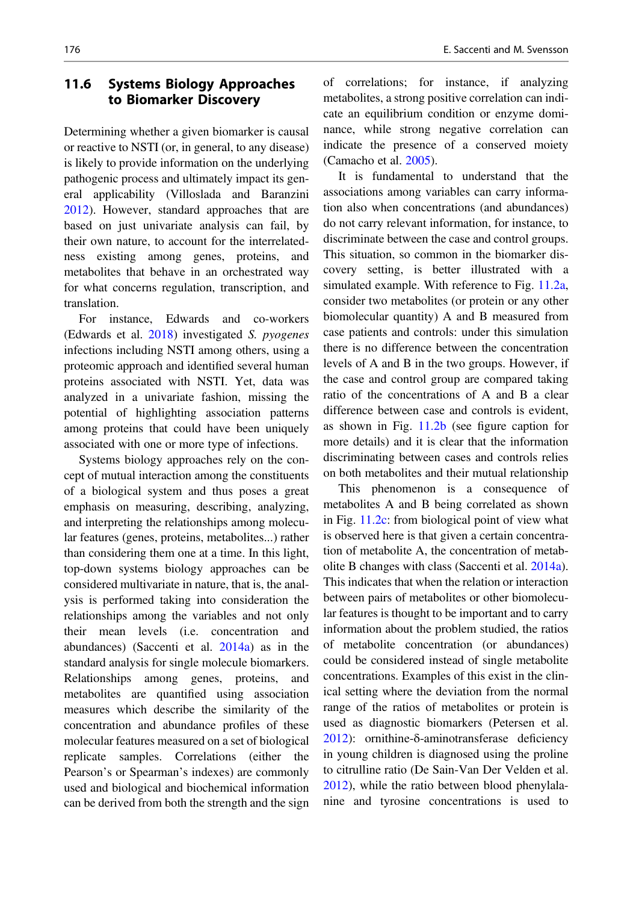## 11.6 Systems Biology Approaches to Biomarker Discovery

Determining whether a given biomarker is causal or reactive to NSTI (or, in general, to any disease) is likely to provide information on the underlying pathogenic process and ultimately impact its general applicability (Villoslada and Baranzini 2012). However, standard approaches that are based on just univariate analysis can fail, by their own nature, to account for the interrelatedness existing among genes, proteins, and metabolites that behave in an orchestrated way for what concerns regulation, transcription, and translation.

For instance, Edwards and co-workers (Edwards et al. 2018) investigated *S. pyogenes* infections including NSTI among others, using a proteomic approach and identified several human proteins associated with NSTI. Yet, data was analyzed in a univariate fashion, missing the potential of highlighting association patterns among proteins that could have been uniquely associated with one or more type of infections.

Systems biology approaches rely on the concept of mutual interaction among the constituents of a biological system and thus poses a great emphasis on measuring, describing, analyzing, and interpreting the relationships among molecular features (genes, proteins, metabolites...) rather than considering them one at a time. In this light, top-down systems biology approaches can be considered multivariate in nature, that is, the analysis is performed taking into consideration the relationships among the variables and not only their mean levels (i.e. concentration and abundances) (Saccenti et al. 2014a) as in the standard analysis for single molecule biomarkers. Relationships among genes, proteins, and metabolites are quantified using association measures which describe the similarity of the concentration and abundance profiles of these molecular features measured on a set of biological replicate samples. Correlations (either the Pearson's or Spearman's indexes) are commonly used and biological and biochemical information can be derived from both the strength and the sign of correlations; for instance, if analyzing metabolites, a strong positive correlation can indicate an equilibrium condition or enzyme dominance, while strong negative correlation can indicate the presence of a conserved moiety (Camacho et al. 2005).

It is fundamental to understand that the associations among variables can carry information also when concentrations (and abundances) do not carry relevant information, for instance, to discriminate between the case and control groups. This situation, so common in the biomarker discovery setting, is better illustrated with a simulated example. With reference to Fig. 11.2a, consider two metabolites (or protein or any other biomolecular quantity) A and B measured from case patients and controls: under this simulation there is no difference between the concentration levels of A and B in the two groups. However, if the case and control group are compared taking ratio of the concentrations of A and B a clear difference between case and controls is evident, as shown in Fig. 11.2b (see figure caption for more details) and it is clear that the information discriminating between cases and controls relies on both metabolites and their mutual relationship

This phenomenon is a consequence of metabolites A and B being correlated as shown in Fig. 11.2c: from biological point of view what is observed here is that given a certain concentration of metabolite A, the concentration of metabolite B changes with class (Saccenti et al. 2014a). This indicates that when the relation or interaction between pairs of metabolites or other biomolecular features is thought to be important and to carry information about the problem studied, the ratios of metabolite concentration (or abundances) could be considered instead of single metabolite concentrations. Examples of this exist in the clinical setting where the deviation from the normal range of the ratios of metabolites or protein is used as diagnostic biomarkers (Petersen et al. 2012): ornithine-δ-aminotransferase deficiency in young children is diagnosed using the proline to citrulline ratio (De Sain-Van Der Velden et al. 2012), while the ratio between blood phenylalanine and tyrosine concentrations is used to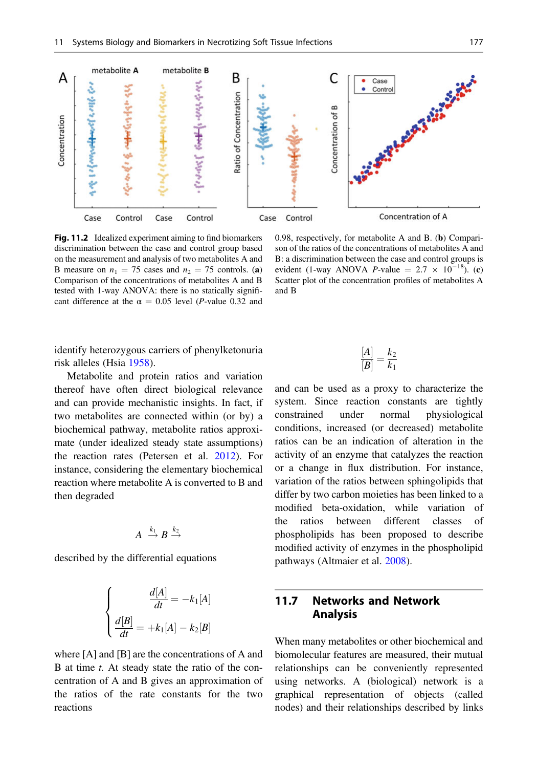A

metabolite **A**

metabolite **B**

Concentration

Case

Control

Case

Control

B

Ratio of Concentration

Case

Control

C

Case

Control

Concentration of B

Concentration of A

**Fig. 11.2** Idealized experiment aiming to find biomarkers discrimination between the case and control group based on the measurement and analysis of two metabolites A and B measure on $n_1 = 75$ cases and $n_2 = 75$ controls. (**a**) Comparison of the concentrations of metabolites A and B tested with 1-way ANOVA: there is no statically significant difference at the $\alpha = 0.05$ level (*P*-value 0.32 and 0.98, respectively, for metabolite A and B. (**b**) Comparison of the ratios of the concentrations of metabolites A and B: a discrimination between the case and control groups is evident (1-way ANOVA *P*-value $= 2.7 \times 10^{-18}$). (**c**) Scatter plot of the concentration profiles of metabolites A and B

identify heterozygous carriers of phenylketonuria risk alleles (Hsia 1958).

Metabolite and protein ratios and variation thereof have often direct biological relevance and can provide mechanistic insights. In fact, if two metabolites are connected within (or by) a biochemical pathway, metabolite ratios approximate (under idealized steady state assumptions) the reaction rates (Petersen et al. 2012). For instance, considering the elementary biochemical reaction where metabolite A is converted to B and then degraded

$$A \xrightarrow{k_1} B \xrightarrow{k_2}$$

described by the differential equations

$$\begin{cases} \dfrac{d[A]}{dt} = -k_1[A] \\ \dfrac{d[B]}{dt} = +k_1[A] - k_2[B] \end{cases}$$

where [A] and [B] are the concentrations of A and B at time *t*. At steady state the ratio of the concentration of A and B gives an approximation of the ratios of the rate constants for the two reactions

$$\frac{[A]}{[B]} = \frac{k_2}{k_1}$$

and can be used as a proxy to characterize the system. Since reaction constants are tightly constrained under normal physiological conditions, increased (or decreased) metabolite ratios can be an indication of alteration in the activity of an enzyme that catalyzes the reaction or a change in flux distribution. For instance, variation of the ratios between sphingolipids that differ by two carbon moieties has been linked to a modified beta-oxidation, while variation of the ratios between different classes of phospholipids has been proposed to describe modified activity of enzymes in the phospholipid pathways (Altmaier et al. 2008).

## 11.7 Networks and Network Analysis

When many metabolites or other biochemical and biomolecular features are measured, their mutual relationships can be conveniently represented using networks. A (biological) network is a graphical representation of objects (called nodes) and their relationships described by links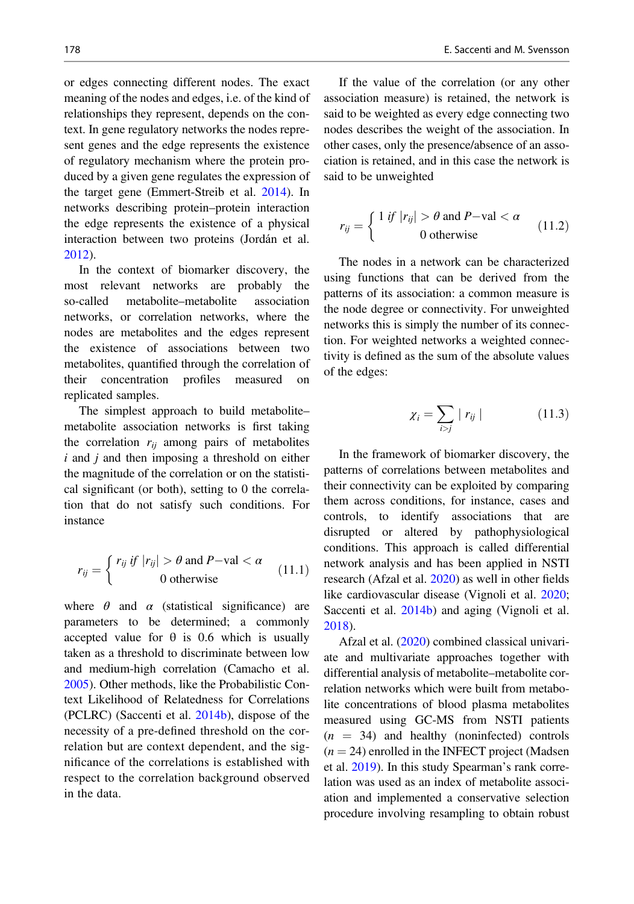or edges connecting different nodes. The exact meaning of the nodes and edges, i.e. of the kind of relationships they represent, depends on the context. In gene regulatory networks the nodes represent genes and the edge represents the existence of regulatory mechanism where the protein produced by a given gene regulates the expression of the target gene (Emmert-Streib et al. 2014). In networks describing protein–protein interaction the edge represents the existence of a physical interaction between two proteins (Jordán et al. 2012).

In the context of biomarker discovery, the most relevant networks are probably the so-called metabolite–metabolite association networks, or correlation networks, where the nodes are metabolites and the edges represent the existence of associations between two metabolites, quantified through the correlation of their concentration profiles measured on replicated samples.

The simplest approach to build metabolite–metabolite association networks is first taking the correlation $r_{ij}$ among pairs of metabolites $i$ and $j$ and then imposing a threshold on either the magnitude of the correlation or on the statistical significant (or both), setting to 0 the correlation that do not satisfy such conditions. For instance

$$r_{ij} = \begin{cases} r_{ij} \; if \; |r_{ij}| > \theta \text{ and } P\text{−val} < \alpha \\ \quad 0 \text{ otherwise} \end{cases} \tag{11.1}$$

where $\theta$ and $\alpha$ (statistical significance) are parameters to be determined; a commonly accepted value for θ is 0.6 which is usually taken as a threshold to discriminate between low and medium-high correlation (Camacho et al. 2005). Other methods, like the Probabilistic Context Likelihood of Relatedness for Correlations (PCLRC) (Saccenti et al. 2014b), dispose of the necessity of a pre-defined threshold on the correlation but are context dependent, and the significance of the correlations is established with respect to the correlation background observed in the data.

If the value of the correlation (or any other association measure) is retained, the network is said to be weighted as every edge connecting two nodes describes the weight of the association. In other cases, only the presence/absence of an association is retained, and in this case the network is said to be unweighted

$$r_{ij} = \begin{cases} 1 \; if \; |r_{ij}| > \theta \text{ and } P\text{−val} < \alpha \\ \quad 0 \text{ otherwise} \end{cases} \tag{11.2}$$

The nodes in a network can be characterized using functions that can be derived from the patterns of its association: a common measure is the node degree or connectivity. For unweighted networks this is simply the number of its connection. For weighted networks a weighted connectivity is defined as the sum of the absolute values of the edges:

$$\chi_i = \sum_{i>j} | \, r_{ij} \, | \tag{11.3}$$

In the framework of biomarker discovery, the patterns of correlations between metabolites and their connectivity can be exploited by comparing them across conditions, for instance, cases and controls, to identify associations that are disrupted or altered by pathophysiological conditions. This approach is called differential network analysis and has been applied in NSTI research (Afzal et al. 2020) as well in other fields like cardiovascular disease (Vignoli et al. 2020; Saccenti et al. 2014b) and aging (Vignoli et al. 2018).

Afzal et al. (2020) combined classical univariate and multivariate approaches together with differential analysis of metabolite–metabolite correlation networks which were built from metabolite concentrations of blood plasma metabolites measured using GC-MS from NSTI patients ($n = 34$) and healthy (noninfected) controls ($n = 24$) enrolled in the INFECT project (Madsen et al. 2019). In this study Spearman's rank correlation was used as an index of metabolite association and implemented a conservative selection procedure involving resampling to obtain robust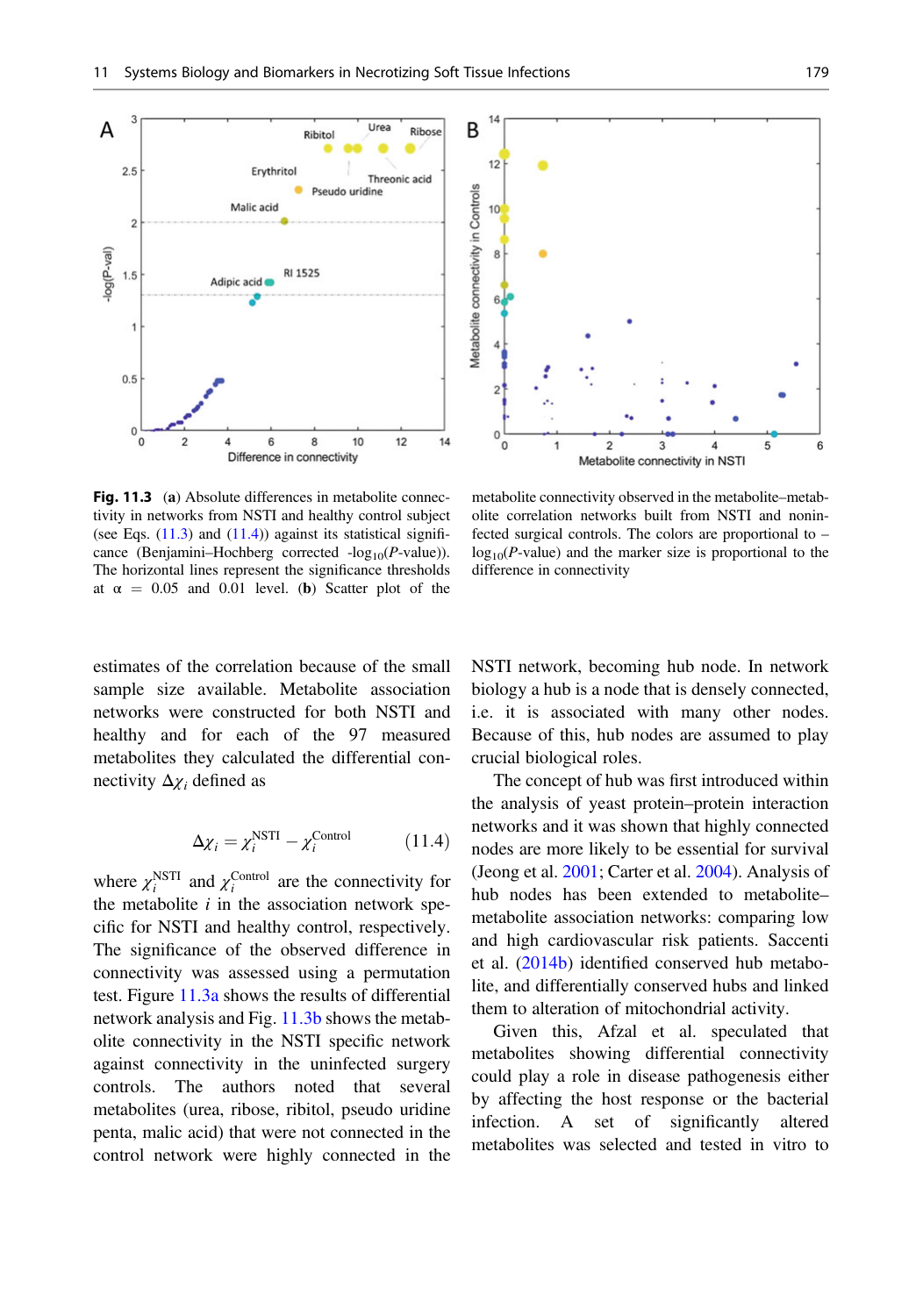**Fig. 11.3** (**a**) Absolute differences in metabolite connectivity in networks from NSTI and healthy control subject (see Eqs. (11.3) and (11.4)) against its statistical significance (Benjamini–Hochberg corrected $-\log_{10}(P\text{-value})$). The horizontal lines represent the significance thresholds at $\alpha = 0.05$ and 0.01 level. (**b**) Scatter plot of the metabolite connectivity observed in the metabolite–metabolite correlation networks built from NSTI and noninfected surgical controls. The colors are proportional to $-\log_{10}(P\text{-value})$ and the marker size is proportional to the difference in connectivity

estimates of the correlation because of the small sample size available. Metabolite association networks were constructed for both NSTI and healthy and for each of the 97 measured metabolites they calculated the differential connectivity $\Delta\chi_i$ defined as

$$\Delta\chi_i = \chi_i^{\text{NSTI}} - \chi_i^{\text{Control}} \tag{11.4}$$

where $\chi_i^{\text{NSTI}}$ and $\chi_i^{\text{Control}}$ are the connectivity for the metabolite $i$ in the association network specific for NSTI and healthy control, respectively. The significance of the observed difference in connectivity was assessed using a permutation test. Figure 11.3a shows the results of differential network analysis and Fig. 11.3b shows the metabolite connectivity in the NSTI specific network against connectivity in the uninfected surgery controls. The authors noted that several metabolites (urea, ribose, ribitol, pseudo uridine penta, malic acid) that were not connected in the control network were highly connected in the NSTI network, becoming hub node. In network biology a hub is a node that is densely connected, i.e. it is associated with many other nodes. Because of this, hub nodes are assumed to play crucial biological roles.

The concept of hub was first introduced within the analysis of yeast protein–protein interaction networks and it was shown that highly connected nodes are more likely to be essential for survival (Jeong et al. 2001; Carter et al. 2004). Analysis of hub nodes has been extended to metabolite–metabolite association networks: comparing low and high cardiovascular risk patients. Saccenti et al. (2014b) identified conserved hub metabolite, and differentially conserved hubs and linked them to alteration of mitochondrial activity.

Given this, Afzal et al. speculated that metabolites showing differential connectivity could play a role in disease pathogenesis either by affecting the host response or the bacterial infection. A set of significantly altered metabolites was selected and tested in vitro to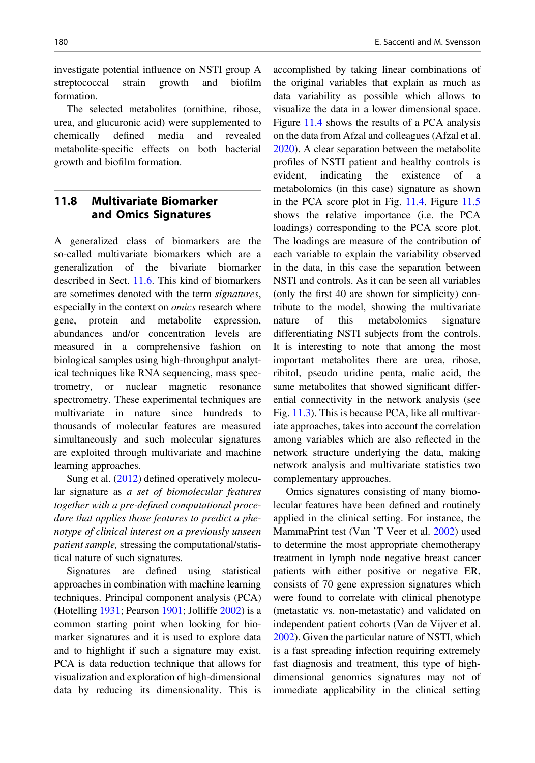investigate potential influence on NSTI group A streptococcal strain growth and biofilm formation.

The selected metabolites (ornithine, ribose, urea, and glucuronic acid) were supplemented to chemically defined media and revealed metabolite-specific effects on both bacterial growth and biofilm formation.

## 11.8 Multivariate Biomarker and Omics Signatures

A generalized class of biomarkers are the so-called multivariate biomarkers which are a generalization of the bivariate biomarker described in Sect. 11.6. This kind of biomarkers are sometimes denoted with the term *signatures*, especially in the context on *omics* research where gene, protein and metabolite expression, abundances and/or concentration levels are measured in a comprehensive fashion on biological samples using high-throughput analytical techniques like RNA sequencing, mass spectrometry, or nuclear magnetic resonance spectrometry. These experimental techniques are multivariate in nature since hundreds to thousands of molecular features are measured simultaneously and such molecular signatures are exploited through multivariate and machine learning approaches.

Sung et al. (2012) defined operatively molecular signature as *a set of biomolecular features together with a pre-defined computational procedure that applies those features to predict a phenotype of clinical interest on a previously unseen patient sample,* stressing the computational/statistical nature of such signatures.

Signatures are defined using statistical approaches in combination with machine learning techniques. Principal component analysis (PCA) (Hotelling 1931; Pearson 1901; Jolliffe 2002) is a common starting point when looking for biomarker signatures and it is used to explore data and to highlight if such a signature may exist. PCA is data reduction technique that allows for visualization and exploration of high-dimensional data by reducing its dimensionality. This is accomplished by taking linear combinations of the original variables that explain as much as data variability as possible which allows to visualize the data in a lower dimensional space. Figure 11.4 shows the results of a PCA analysis on the data from Afzal and colleagues (Afzal et al. 2020). A clear separation between the metabolite profiles of NSTI patient and healthy controls is evident, indicating the existence of a metabolomics (in this case) signature as shown in the PCA score plot in Fig. 11.4. Figure 11.5 shows the relative importance (i.e. the PCA loadings) corresponding to the PCA score plot. The loadings are measure of the contribution of each variable to explain the variability observed in the data, in this case the separation between NSTI and controls. As it can be seen all variables (only the first 40 are shown for simplicity) contribute to the model, showing the multivariate nature of this metabolomics signature differentiating NSTI subjects from the controls. It is interesting to note that among the most important metabolites there are urea, ribose, ribitol, pseudo uridine penta, malic acid, the same metabolites that showed significant differential connectivity in the network analysis (see Fig. 11.3). This is because PCA, like all multivariate approaches, takes into account the correlation among variables which are also reflected in the network structure underlying the data, making network analysis and multivariate statistics two complementary approaches.

Omics signatures consisting of many biomolecular features have been defined and routinely applied in the clinical setting. For instance, the MammaPrint test (Van 'T Veer et al. 2002) used to determine the most appropriate chemotherapy treatment in lymph node negative breast cancer patients with either positive or negative ER, consists of 70 gene expression signatures which were found to correlate with clinical phenotype (metastatic vs. non-metastatic) and validated on independent patient cohorts (Van de Vijver et al. 2002). Given the particular nature of NSTI, which is a fast spreading infection requiring extremely fast diagnosis and treatment, this type of high-dimensional genomics signatures may not of immediate applicability in the clinical setting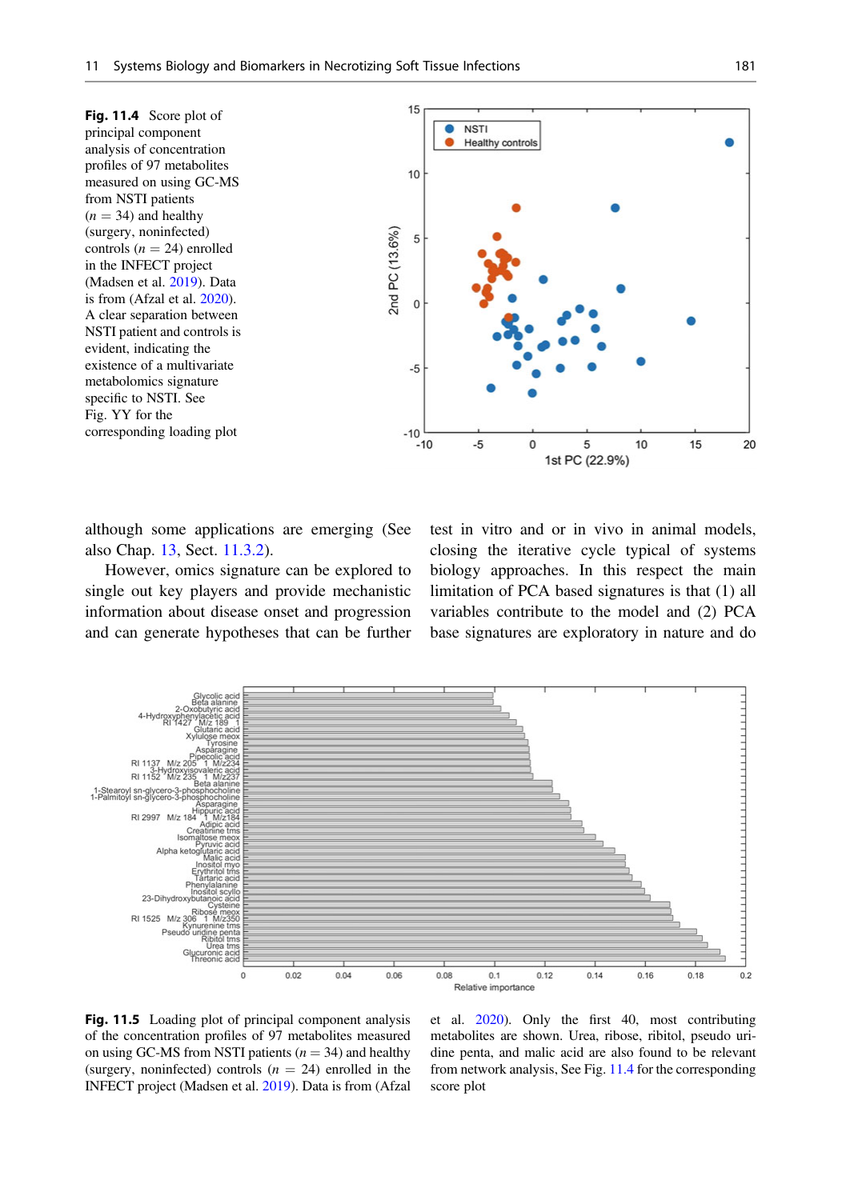**Fig. 11.4** Score plot of principal component analysis of concentration profiles of 97 metabolites measured on using GC-MS from NSTI patients ($n = 34$) and healthy (surgery, noninfected) controls ($n = 24$) enrolled in the INFECT project (Madsen et al. 2019). Data is from (Afzal et al. 2020). A clear separation between NSTI patient and controls is evident, indicating the existence of a multivariate metabolomics signature specific to NSTI. See Fig. YY for the corresponding loading plot

NSTI
Healthy controls
2nd PC (13.6%)
1st PC (22.9%)
15
10
5
0
-5
-10
-10
-5
0
5
10
15
20

although some applications are emerging (See also Chap. 13, Sect. 11.3.2).

However, omics signature can be explored to single out key players and provide mechanistic information about disease onset and progression and can generate hypotheses that can be further test in vitro and or in vivo in animal models, closing the iterative cycle typical of systems biology approaches. In this respect the main limitation of PCA based signatures is that (1) all variables contribute to the model and (2) PCA base signatures are exploratory in nature and do

Glycolic acid
Beta alanine
2-Oxobutyric acid
4-Hydroxyphenylacetic acid
RI 1427 M/z 189 1
Glutaric acid
Xylulose meox
Tyrosine
Asparagine
Pipecolic acid
RI 1137 M/z 205 1 M/z234
3-Hydroxyisovaleric acid
RI 1152 M/z 235 1 M/z237
Beta alanine
1-Stearoyl sn-glycero-3-phosphocholine
1-Palmitoyl sn-glycero-3-phosphocholine
Asparagine
Hippuric acid
RI 2997 M/z 184 1 M/z184
Adipic acid
Creatinine tms
Isomaltose meox
Pyruvic acid
Alpha ketoglutaric acid
Malic acid
Inositol myo
Erythritol tms
Tartaric acid
Phenylalanine
Inositol scyllo
23-Dihydroxybutanoic acid
Cysteine
Ribose meox
RI 1525 M/z 306 1 M/z350
Kynurenine tms
Pseudo uridine penta
Ribitol tms
Urea tms
Glucuronic acid
Threonic acid
0
0.02
0.04
0.06
0.08
0.1
0.12
0.14
0.16
0.18
0.2
Relative importance

**Fig. 11.5** Loading plot of principal component analysis of the concentration profiles of 97 metabolites measured on using GC-MS from NSTI patients ($n = 34$) and healthy (surgery, noninfected) controls ($n = 24$) enrolled in the INFECT project (Madsen et al. 2019). Data is from (Afzal et al. 2020). Only the first 40, most contributing metabolites are shown. Urea, ribose, ribitol, pseudo uridine penta, and malic acid are also found to be relevant from network analysis, See Fig. 11.4 for the corresponding score plot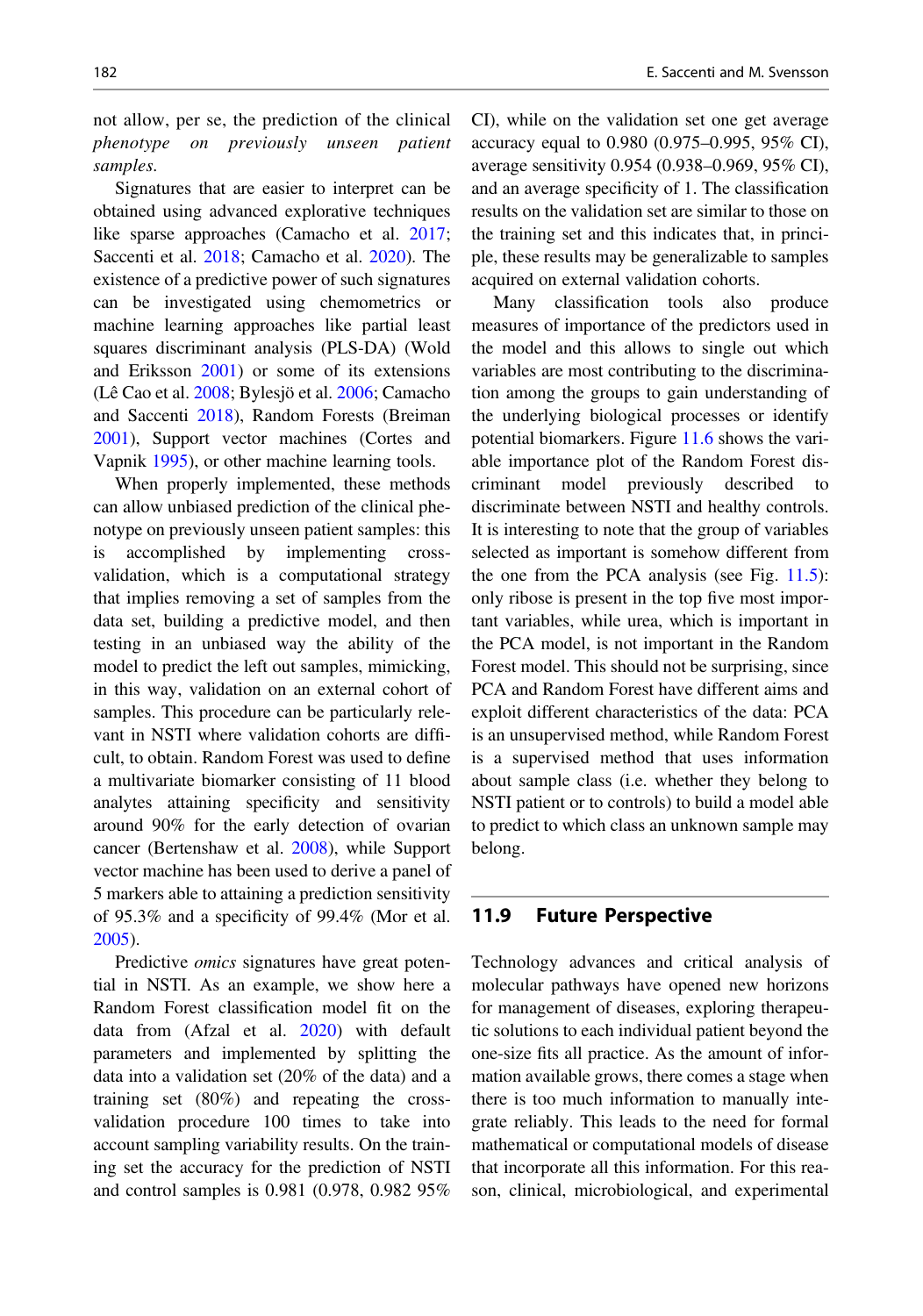not allow, per se, the prediction of the clinical *phenotype on previously unseen patient samples.*

Signatures that are easier to interpret can be obtained using advanced explorative techniques like sparse approaches (Camacho et al. 2017; Saccenti et al. 2018; Camacho et al. 2020). The existence of a predictive power of such signatures can be investigated using chemometrics or machine learning approaches like partial least squares discriminant analysis (PLS-DA) (Wold and Eriksson 2001) or some of its extensions (Lê Cao et al. 2008; Bylesjö et al. 2006; Camacho and Saccenti 2018), Random Forests (Breiman 2001), Support vector machines (Cortes and Vapnik 1995), or other machine learning tools.

When properly implemented, these methods can allow unbiased prediction of the clinical phenotype on previously unseen patient samples: this is accomplished by implementing cross-validation, which is a computational strategy that implies removing a set of samples from the data set, building a predictive model, and then testing in an unbiased way the ability of the model to predict the left out samples, mimicking, in this way, validation on an external cohort of samples. This procedure can be particularly relevant in NSTI where validation cohorts are difficult, to obtain. Random Forest was used to define a multivariate biomarker consisting of 11 blood analytes attaining specificity and sensitivity around 90% for the early detection of ovarian cancer (Bertenshaw et al. 2008), while Support vector machine has been used to derive a panel of 5 markers able to attaining a prediction sensitivity of 95.3% and a specificity of 99.4% (Mor et al. 2005).

Predictive *omics* signatures have great potential in NSTI. As an example, we show here a Random Forest classification model fit on the data from (Afzal et al. 2020) with default parameters and implemented by splitting the data into a validation set (20% of the data) and a training set (80%) and repeating the cross-validation procedure 100 times to take into account sampling variability results. On the training set the accuracy for the prediction of NSTI and control samples is 0.981 (0.978, 0.982 95% CI), while on the validation set one get average accuracy equal to 0.980 (0.975–0.995, 95% CI), average sensitivity 0.954 (0.938–0.969, 95% CI), and an average specificity of 1. The classification results on the validation set are similar to those on the training set and this indicates that, in principle, these results may be generalizable to samples acquired on external validation cohorts.

Many classification tools also produce measures of importance of the predictors used in the model and this allows to single out which variables are most contributing to the discrimination among the groups to gain understanding of the underlying biological processes or identify potential biomarkers. Figure 11.6 shows the variable importance plot of the Random Forest discriminant model previously described to discriminate between NSTI and healthy controls. It is interesting to note that the group of variables selected as important is somehow different from the one from the PCA analysis (see Fig. 11.5): only ribose is present in the top five most important variables, while urea, which is important in the PCA model, is not important in the Random Forest model. This should not be surprising, since PCA and Random Forest have different aims and exploit different characteristics of the data: PCA is an unsupervised method, while Random Forest is a supervised method that uses information about sample class (i.e. whether they belong to NSTI patient or to controls) to build a model able to predict to which class an unknown sample may belong.

## 11.9 Future Perspective

Technology advances and critical analysis of molecular pathways have opened new horizons for management of diseases, exploring therapeutic solutions to each individual patient beyond the one-size fits all practice. As the amount of information available grows, there comes a stage when there is too much information to manually integrate reliably. This leads to the need for formal mathematical or computational models of disease that incorporate all this information. For this reason, clinical, microbiological, and experimental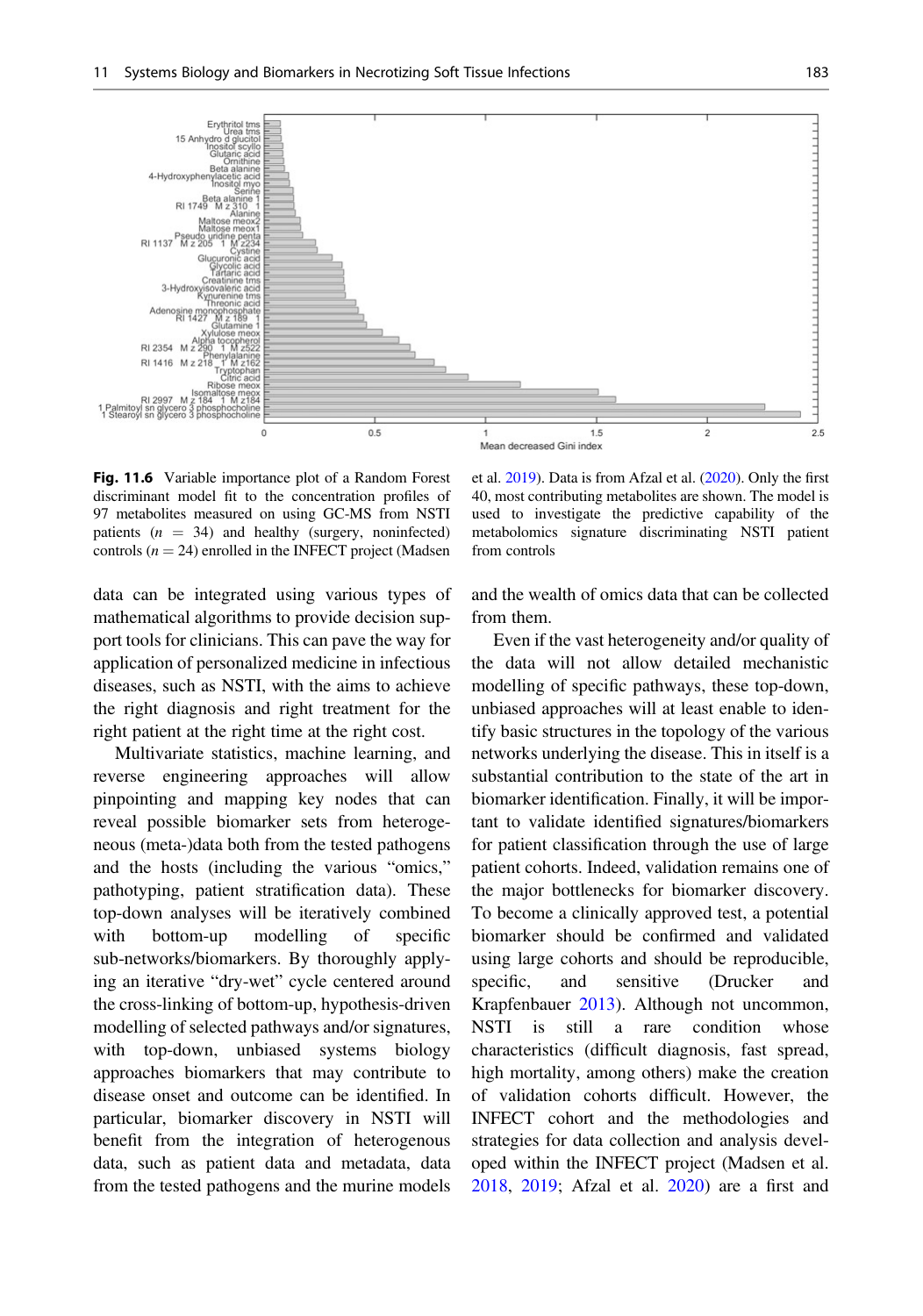Erythritol tms
Urea tms
15 Anhydro d glucitol
Inositol scyllo
Glutaric acid
Ornithine
Beta alanine
4-Hydroxyphenylacetic acid
Inositol myo
Serine
Beta alanine 1
RI 1749 M z 310 1
Alanine
Maltose meox2
Maltose meox1
Pseudo uridine penta
RI 1137 M z 205 1 M z234
Cystine
Glucuronic acid
Glycolic acid
Tartaric acid
Creatinine tms
3-Hydroxyisovaleric acid
Kynurenine tms
Threonic acid
Adenosine monophosphate
RI 1427 M z 189 1
Glutamine 1
Xylulose meox
Alpha tocopherol
RI 2354 M z 290 1 M z522
Phenylalanine
RI 1416 M z 218 1 M z162
Tryptophan
Citric acid
Ribose meox
Isomaltose meox
RI 2997 M z 184 1 M z184
1 Palmitoyl sn glycero 3 phosphocholine
1 Stearoyl sn glycero 3 phosphocholine

0 0.5 1 1.5 2 2.5
Mean decreased Gini index

**Fig. 11.6** Variable importance plot of a Random Forest discriminant model fit to the concentration profiles of 97 metabolites measured on using GC-MS from NSTI patients ($n = 34$) and healthy (surgery, noninfected) controls ($n = 24$) enrolled in the INFECT project (Madsen et al. 2019). Data is from Afzal et al. (2020). Only the first 40, most contributing metabolites are shown. The model is used to investigate the predictive capability of the metabolomics signature discriminating NSTI patient from controls

data can be integrated using various types of mathematical algorithms to provide decision support tools for clinicians. This can pave the way for application of personalized medicine in infectious diseases, such as NSTI, with the aims to achieve the right diagnosis and right treatment for the right patient at the right time at the right cost.

Multivariate statistics, machine learning, and reverse engineering approaches will allow pinpointing and mapping key nodes that can reveal possible biomarker sets from heterogeneous (meta-)data both from the tested pathogens and the hosts (including the various "omics," pathotyping, patient stratification data). These top-down analyses will be iteratively combined with bottom-up modelling of specific sub-networks/biomarkers. By thoroughly applying an iterative "dry-wet" cycle centered around the cross-linking of bottom-up, hypothesis-driven modelling of selected pathways and/or signatures, with top-down, unbiased systems biology approaches biomarkers that may contribute to disease onset and outcome can be identified. In particular, biomarker discovery in NSTI will benefit from the integration of heterogenous data, such as patient data and metadata, data from the tested pathogens and the murine models and the wealth of omics data that can be collected from them.

Even if the vast heterogeneity and/or quality of the data will not allow detailed mechanistic modelling of specific pathways, these top-down, unbiased approaches will at least enable to identify basic structures in the topology of the various networks underlying the disease. This in itself is a substantial contribution to the state of the art in biomarker identification. Finally, it will be important to validate identified signatures/biomarkers for patient classification through the use of large patient cohorts. Indeed, validation remains one of the major bottlenecks for biomarker discovery. To become a clinically approved test, a potential biomarker should be confirmed and validated using large cohorts and should be reproducible, specific, and sensitive (Drucker and Krapfenbauer 2013). Although not uncommon, NSTI is still a rare condition whose characteristics (difficult diagnosis, fast spread, high mortality, among others) make the creation of validation cohorts difficult. However, the INFECT cohort and the methodologies and strategies for data collection and analysis developed within the INFECT project (Madsen et al. 2018, 2019; Afzal et al. 2020) are a first and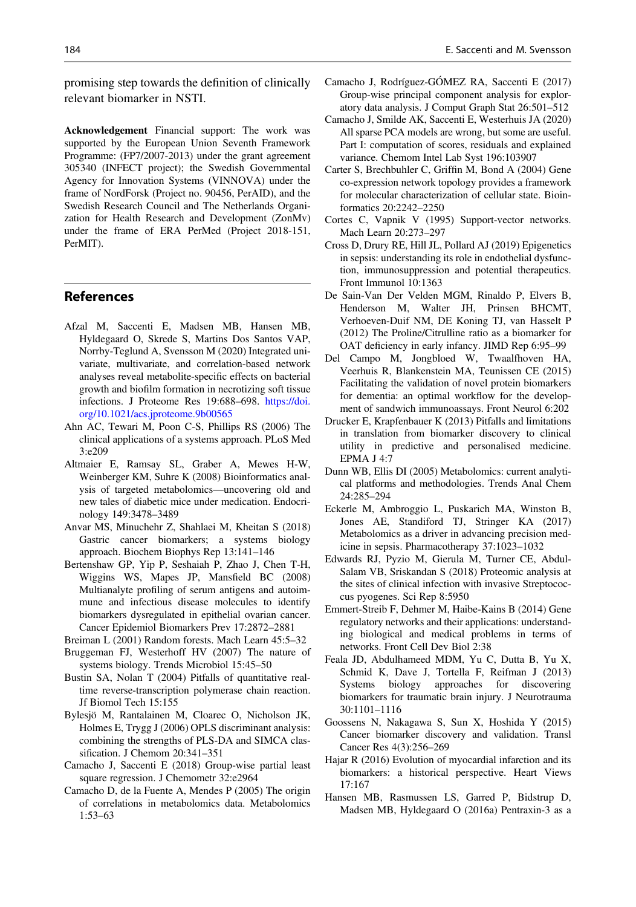promising step towards the definition of clinically relevant biomarker in NSTI.

**Acknowledgement** Financial support: The work was supported by the European Union Seventh Framework Programme: (FP7/2007-2013) under the grant agreement 305340 (INFECT project); the Swedish Governmental Agency for Innovation Systems (VINNOVA) under the frame of NordForsk (Project no. 90456, PerAID), and the Swedish Research Council and The Netherlands Organization for Health Research and Development (ZonMv) under the frame of ERA PerMed (Project 2018-151, PerMIT).

## References

Afzal M, Saccenti E, Madsen MB, Hansen MB, Hyldegaard O, Skrede S, Martins Dos Santos VAP, Norrby-Teglund A, Svensson M (2020) Integrated univariate, multivariate, and correlation-based network analyses reveal metabolite-specific effects on bacterial growth and biofilm formation in necrotizing soft tissue infections. J Proteome Res 19:688–698. https://doi.org/10.1021/acs.jproteome.9b00565

Ahn AC, Tewari M, Poon C-S, Phillips RS (2006) The clinical applications of a systems approach. PLoS Med 3:e209

Altmaier E, Ramsay SL, Graber A, Mewes H-W, Weinberger KM, Suhre K (2008) Bioinformatics analysis of targeted metabolomics—uncovering old and new tales of diabetic mice under medication. Endocrinology 149:3478–3489

Anvar MS, Minuchehr Z, Shahlaei M, Kheitan S (2018) Gastric cancer biomarkers; a systems biology approach. Biochem Biophys Rep 13:141–146

Bertenshaw GP, Yip P, Seshaiah P, Zhao J, Chen T-H, Wiggins WS, Mapes JP, Mansfield BC (2008) Multianalyte profiling of serum antigens and autoimmune and infectious disease molecules to identify biomarkers dysregulated in epithelial ovarian cancer. Cancer Epidemiol Biomarkers Prev 17:2872–2881

Breiman L (2001) Random forests. Mach Learn 45:5–32

Bruggeman FJ, Westerhoff HV (2007) The nature of systems biology. Trends Microbiol 15:45–50

Bustin SA, Nolan T (2004) Pitfalls of quantitative real-time reverse-transcription polymerase chain reaction. Jf Biomol Tech 15:155

Bylesjö M, Rantalainen M, Cloarec O, Nicholson JK, Holmes E, Trygg J (2006) OPLS discriminant analysis: combining the strengths of PLS-DA and SIMCA classification. J Chemom 20:341–351

Camacho J, Saccenti E (2018) Group-wise partial least square regression. J Chemometr 32:e2964

Camacho D, de la Fuente A, Mendes P (2005) The origin of correlations in metabolomics data. Metabolomics 1:53–63

Camacho J, Rodríguez-GÓMEZ RA, Saccenti E (2017) Group-wise principal component analysis for exploratory data analysis. J Comput Graph Stat 26:501–512

Camacho J, Smilde AK, Saccenti E, Westerhuis JA (2020) All sparse PCA models are wrong, but some are useful. Part I: computation of scores, residuals and explained variance. Chemom Intel Lab Syst 196:103907

Carter S, Brechbuhler C, Griffin M, Bond A (2004) Gene co-expression network topology provides a framework for molecular characterization of cellular state. Bioinformatics 20:2242–2250

Cortes C, Vapnik V (1995) Support-vector networks. Mach Learn 20:273–297

Cross D, Drury RE, Hill JL, Pollard AJ (2019) Epigenetics in sepsis: understanding its role in endothelial dysfunction, immunosuppression and potential therapeutics. Front Immunol 10:1363

De Sain-Van Der Velden MGM, Rinaldo P, Elvers B, Henderson M, Walter JH, Prinsen BHCMT, Verhoeven-Duif NM, DE Koning TJ, van Hasselt P (2012) The Proline/Citrulline ratio as a biomarker for OAT deficiency in early infancy. JIMD Rep 6:95–99

Del Campo M, Jongbloed W, Twaalfhoven HA, Veerhuis R, Blankenstein MA, Teunissen CE (2015) Facilitating the validation of novel protein biomarkers for dementia: an optimal workflow for the development of sandwich immunoassays. Front Neurol 6:202

Drucker E, Krapfenbauer K (2013) Pitfalls and limitations in translation from biomarker discovery to clinical utility in predictive and personalised medicine. EPMA J 4:7

Dunn WB, Ellis DI (2005) Metabolomics: current analytical platforms and methodologies. Trends Anal Chem 24:285–294

Eckerle M, Ambroggio L, Puskarich MA, Winston B, Jones AE, Standiford TJ, Stringer KA (2017) Metabolomics as a driver in advancing precision medicine in sepsis. Pharmacotherapy 37:1023–1032

Edwards RJ, Pyzio M, Gierula M, Turner CE, Abdul-Salam VB, Sriskandan S (2018) Proteomic analysis at the sites of clinical infection with invasive Streptococcus pyogenes. Sci Rep 8:5950

Emmert-Streib F, Dehmer M, Haibe-Kains B (2014) Gene regulatory networks and their applications: understanding biological and medical problems in terms of networks. Front Cell Dev Biol 2:38

Feala JD, Abdulhameed MDM, Yu C, Dutta B, Yu X, Schmid K, Dave J, Tortella F, Reifman J (2013) Systems biology approaches for discovering biomarkers for traumatic brain injury. J Neurotrauma 30:1101–1116

Goossens N, Nakagawa S, Sun X, Hoshida Y (2015) Cancer biomarker discovery and validation. Transl Cancer Res 4(3):256–269

Hajar R (2016) Evolution of myocardial infarction and its biomarkers: a historical perspective. Heart Views 17:167

Hansen MB, Rasmussen LS, Garred P, Bidstrup D, Madsen MB, Hyldegaard O (2016a) Pentraxin-3 as a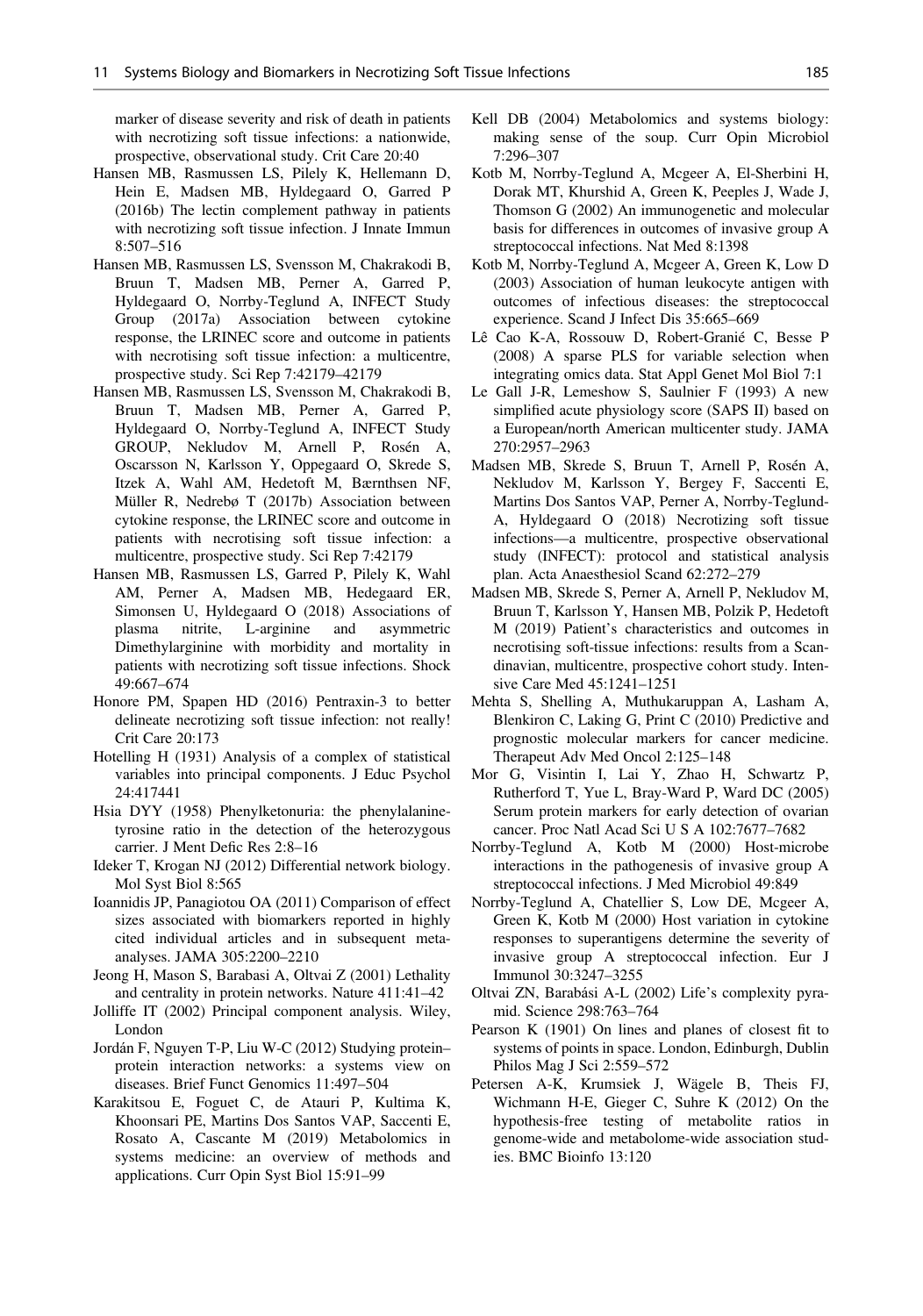marker of disease severity and risk of death in patients with necrotizing soft tissue infections: a nationwide, prospective, observational study. Crit Care 20:40

Hansen MB, Rasmussen LS, Pilely K, Hellemann D, Hein E, Madsen MB, Hyldegaard O, Garred P (2016b) The lectin complement pathway in patients with necrotizing soft tissue infection. J Innate Immun 8:507–516

Hansen MB, Rasmussen LS, Svensson M, Chakrakodi B, Bruun T, Madsen MB, Perner A, Garred P, Hyldegaard O, Norrby-Teglund A, INFECT Study Group (2017a) Association between cytokine response, the LRINEC score and outcome in patients with necrotising soft tissue infection: a multicentre, prospective study. Sci Rep 7:42179–42179

Hansen MB, Rasmussen LS, Svensson M, Chakrakodi B, Bruun T, Madsen MB, Perner A, Garred P, Hyldegaard O, Norrby-Teglund A, INFECT Study GROUP, Nekludov M, Arnell P, Rosén A, Oscarsson N, Karlsson Y, Oppegaard O, Skrede S, Itzek A, Wahl AM, Hedetoft M, Bærnthsen NF, Müller R, Nedrebø T (2017b) Association between cytokine response, the LRINEC score and outcome in patients with necrotising soft tissue infection: a multicentre, prospective study. Sci Rep 7:42179

Hansen MB, Rasmussen LS, Garred P, Pilely K, Wahl AM, Perner A, Madsen MB, Hedegaard ER, Simonsen U, Hyldegaard O (2018) Associations of plasma nitrite, L-arginine and asymmetric Dimethylarginine with morbidity and mortality in patients with necrotizing soft tissue infections. Shock 49:667–674

Honore PM, Spapen HD (2016) Pentraxin-3 to better delineate necrotizing soft tissue infection: not really! Crit Care 20:173

Hotelling H (1931) Analysis of a complex of statistical variables into principal components. J Educ Psychol 24:417441

Hsia DYY (1958) Phenylketonuria: the phenylalanine-tyrosine ratio in the detection of the heterozygous carrier. J Ment Defic Res 2:8–16

Ideker T, Krogan NJ (2012) Differential network biology. Mol Syst Biol 8:565

Ioannidis JP, Panagiotou OA (2011) Comparison of effect sizes associated with biomarkers reported in highly cited individual articles and in subsequent meta-analyses. JAMA 305:2200–2210

Jeong H, Mason S, Barabasi A, Oltvai Z (2001) Lethality and centrality in protein networks. Nature 411:41–42

Jolliffe IT (2002) Principal component analysis. Wiley, London

Jordán F, Nguyen T-P, Liu W-C (2012) Studying protein–protein interaction networks: a systems view on diseases. Brief Funct Genomics 11:497–504

Karakitsou E, Foguet C, de Atauri P, Kultima K, Khoonsari PE, Martins Dos Santos VAP, Saccenti E, Rosato A, Cascante M (2019) Metabolomics in systems medicine: an overview of methods and applications. Curr Opin Syst Biol 15:91–99

Kell DB (2004) Metabolomics and systems biology: making sense of the soup. Curr Opin Microbiol 7:296–307

Kotb M, Norrby-Teglund A, Mcgeer A, El-Sherbini H, Dorak MT, Khurshid A, Green K, Peeples J, Wade J, Thomson G (2002) An immunogenetic and molecular basis for differences in outcomes of invasive group A streptococcal infections. Nat Med 8:1398

Kotb M, Norrby-Teglund A, Mcgeer A, Green K, Low D (2003) Association of human leukocyte antigen with outcomes of infectious diseases: the streptococcal experience. Scand J Infect Dis 35:665–669

Lê Cao K-A, Rossouw D, Robert-Granié C, Besse P (2008) A sparse PLS for variable selection when integrating omics data. Stat Appl Genet Mol Biol 7:1

Le Gall J-R, Lemeshow S, Saulnier F (1993) A new simplified acute physiology score (SAPS II) based on a European/north American multicenter study. JAMA 270:2957–2963

Madsen MB, Skrede S, Bruun T, Arnell P, Rosén A, Nekludov M, Karlsson Y, Bergey F, Saccenti E, Martins Dos Santos VAP, Perner A, Norrby-Teglund-A, Hyldegaard O (2018) Necrotizing soft tissue infections—a multicentre, prospective observational study (INFECT): protocol and statistical analysis plan. Acta Anaesthesiol Scand 62:272–279

Madsen MB, Skrede S, Perner A, Arnell P, Nekludov M, Bruun T, Karlsson Y, Hansen MB, Polzik P, Hedetoft M (2019) Patient's characteristics and outcomes in necrotising soft-tissue infections: results from a Scandinavian, multicentre, prospective cohort study. Intensive Care Med 45:1241–1251

Mehta S, Shelling A, Muthukaruppan A, Lasham A, Blenkiron C, Laking G, Print C (2010) Predictive and prognostic molecular markers for cancer medicine. Therapeut Adv Med Oncol 2:125–148

Mor G, Visintin I, Lai Y, Zhao H, Schwartz P, Rutherford T, Yue L, Bray-Ward P, Ward DC (2005) Serum protein markers for early detection of ovarian cancer. Proc Natl Acad Sci U S A 102:7677–7682

Norrby-Teglund A, Kotb M (2000) Host-microbe interactions in the pathogenesis of invasive group A streptococcal infections. J Med Microbiol 49:849

Norrby-Teglund A, Chatellier S, Low DE, Mcgeer A, Green K, Kotb M (2000) Host variation in cytokine responses to superantigens determine the severity of invasive group A streptococcal infection. Eur J Immunol 30:3247–3255

Oltvai ZN, Barabási A-L (2002) Life's complexity pyramid. Science 298:763–764

Pearson K (1901) On lines and planes of closest fit to systems of points in space. London, Edinburgh, Dublin Philos Mag J Sci 2:559–572

Petersen A-K, Krumsiek J, Wägele B, Theis FJ, Wichmann H-E, Gieger C, Suhre K (2012) On the hypothesis-free testing of metabolite ratios in genome-wide and metabolome-wide association studies. BMC Bioinfo 13:120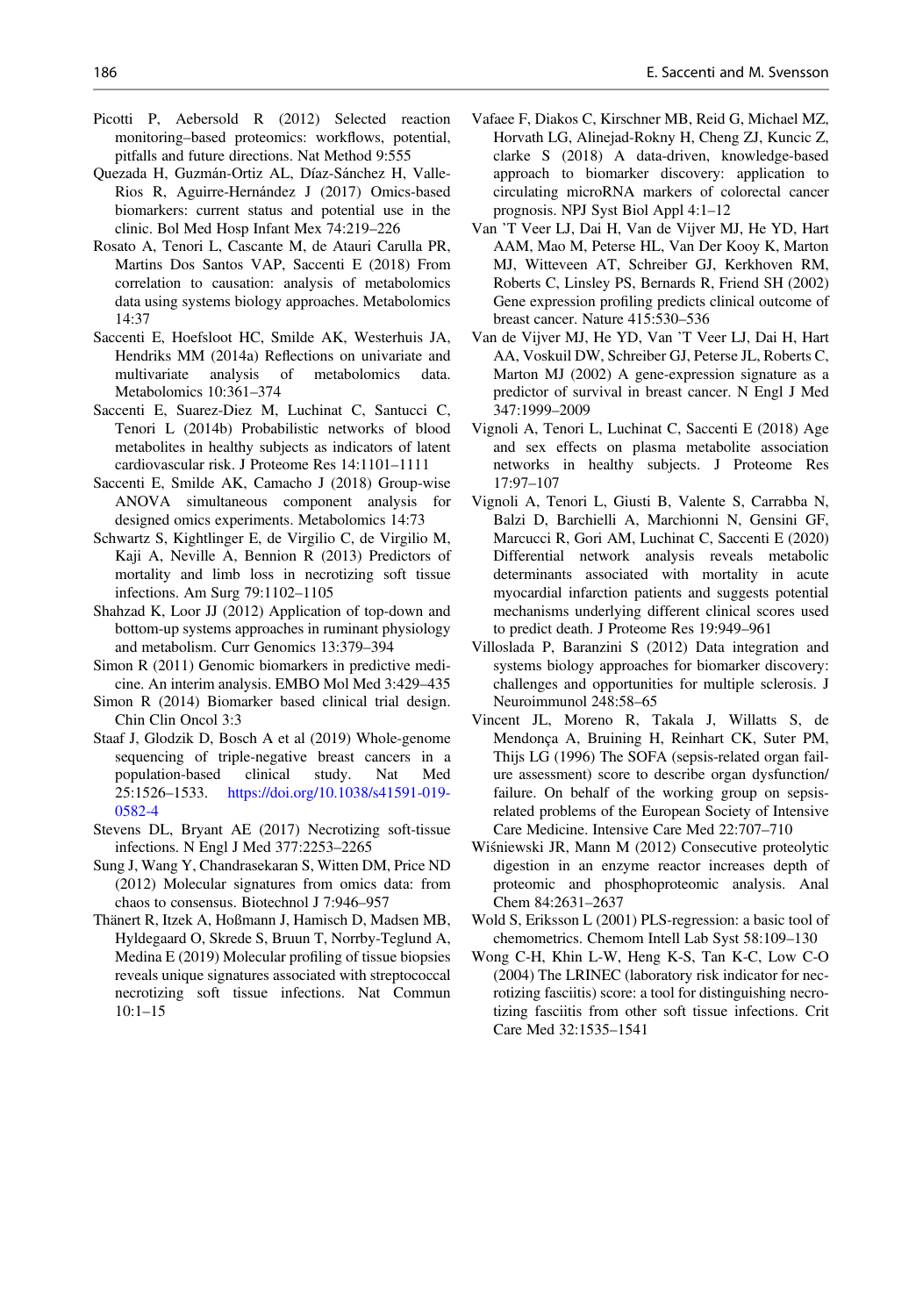Picotti P, Aebersold R (2012) Selected reaction monitoring–based proteomics: workflows, potential, pitfalls and future directions. Nat Method 9:555

Quezada H, Guzmán-Ortiz AL, Díaz-Sánchez H, Valle-Rios R, Aguirre-Hernández J (2017) Omics-based biomarkers: current status and potential use in the clinic. Bol Med Hosp Infant Mex 74:219–226

Rosato A, Tenori L, Cascante M, de Atauri Carulla PR, Martins Dos Santos VAP, Saccenti E (2018) From correlation to causation: analysis of metabolomics data using systems biology approaches. Metabolomics 14:37

Saccenti E, Hoefsloot HC, Smilde AK, Westerhuis JA, Hendriks MM (2014a) Reflections on univariate and multivariate analysis of metabolomics data. Metabolomics 10:361–374

Saccenti E, Suarez-Diez M, Luchinat C, Santucci C, Tenori L (2014b) Probabilistic networks of blood metabolites in healthy subjects as indicators of latent cardiovascular risk. J Proteome Res 14:1101–1111

Saccenti E, Smilde AK, Camacho J (2018) Group-wise ANOVA simultaneous component analysis for designed omics experiments. Metabolomics 14:73

Schwartz S, Kightlinger E, de Virgilio C, de Virgilio M, Kaji A, Neville A, Bennion R (2013) Predictors of mortality and limb loss in necrotizing soft tissue infections. Am Surg 79:1102–1105

Shahzad K, Loor JJ (2012) Application of top-down and bottom-up systems approaches in ruminant physiology and metabolism. Curr Genomics 13:379–394

Simon R (2011) Genomic biomarkers in predictive medicine. An interim analysis. EMBO Mol Med 3:429–435

Simon R (2014) Biomarker based clinical trial design. Chin Clin Oncol 3:3

Staaf J, Glodzik D, Bosch A et al (2019) Whole-genome sequencing of triple-negative breast cancers in a population-based clinical study. Nat Med 25:1526–1533. https://doi.org/10.1038/s41591-019-0582-4

Stevens DL, Bryant AE (2017) Necrotizing soft-tissue infections. N Engl J Med 377:2253–2265

Sung J, Wang Y, Chandrasekaran S, Witten DM, Price ND (2012) Molecular signatures from omics data: from chaos to consensus. Biotechnol J 7:946–957

Thänert R, Itzek A, Hoßmann J, Hamisch D, Madsen MB, Hyldegaard O, Skrede S, Bruun T, Norrby-Teglund A, Medina E (2019) Molecular profiling of tissue biopsies reveals unique signatures associated with streptococcal necrotizing soft tissue infections. Nat Commun 10:1–15

Vafaee F, Diakos C, Kirschner MB, Reid G, Michael MZ, Horvath LG, Alinejad-Rokny H, Cheng ZJ, Kuncic Z, clarke S (2018) A data-driven, knowledge-based approach to biomarker discovery: application to circulating microRNA markers of colorectal cancer prognosis. NPJ Syst Biol Appl 4:1–12

Van 'T Veer LJ, Dai H, Van de Vijver MJ, He YD, Hart AAM, Mao M, Peterse HL, Van Der Kooy K, Marton MJ, Witteveen AT, Schreiber GJ, Kerkhoven RM, Roberts C, Linsley PS, Bernards R, Friend SH (2002) Gene expression profiling predicts clinical outcome of breast cancer. Nature 415:530–536

Van de Vijver MJ, He YD, Van 'T Veer LJ, Dai H, Hart AA, Voskuil DW, Schreiber GJ, Peterse JL, Roberts C, Marton MJ (2002) A gene-expression signature as a predictor of survival in breast cancer. N Engl J Med 347:1999–2009

Vignoli A, Tenori L, Luchinat C, Saccenti E (2018) Age and sex effects on plasma metabolite association networks in healthy subjects. J Proteome Res 17:97–107

Vignoli A, Tenori L, Giusti B, Valente S, Carrabba N, Balzi D, Barchielli A, Marchionni N, Gensini GF, Marcucci R, Gori AM, Luchinat C, Saccenti E (2020) Differential network analysis reveals metabolic determinants associated with mortality in acute myocardial infarction patients and suggests potential mechanisms underlying different clinical scores used to predict death. J Proteome Res 19:949–961

Villoslada P, Baranzini S (2012) Data integration and systems biology approaches for biomarker discovery: challenges and opportunities for multiple sclerosis. J Neuroimmunol 248:58–65

Vincent JL, Moreno R, Takala J, Willatts S, de Mendonça A, Bruining H, Reinhart CK, Suter PM, Thijs LG (1996) The SOFA (sepsis-related organ failure assessment) score to describe organ dysfunction/failure. On behalf of the working group on sepsis-related problems of the European Society of Intensive Care Medicine. Intensive Care Med 22:707–710

Wiśniewski JR, Mann M (2012) Consecutive proteolytic digestion in an enzyme reactor increases depth of proteomic and phosphoproteomic analysis. Anal Chem 84:2631–2637

Wold S, Eriksson L (2001) PLS-regression: a basic tool of chemometrics. Chemom Intell Lab Syst 58:109–130

Wong C-H, Khin L-W, Heng K-S, Tan K-C, Low C-O (2004) The LRINEC (laboratory risk indicator for necrotizing fasciitis) score: a tool for distinguishing necrotizing fasciitis from other soft tissue infections. Crit Care Med 32:1535–1541